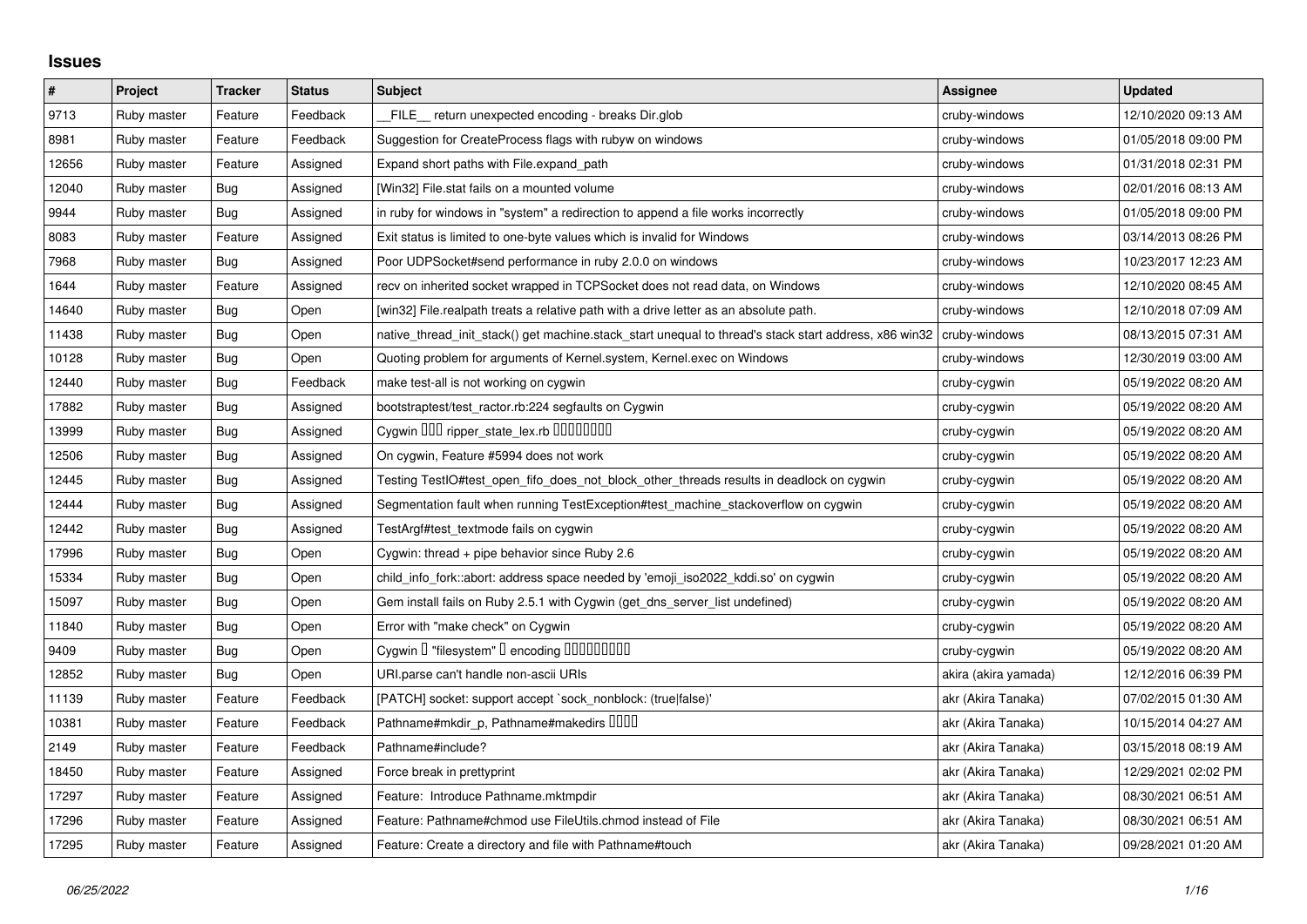## Issues

| # | Project | Tracker | Status | Subject | Assignee | Updated |
|---|---|---|---|---|---|---|
| 9713 | Ruby master | Feature | Feedback | __FILE__ return unexpected encoding - breaks Dir.glob | cruby-windows | 12/10/2020 09:13 AM |
| 8981 | Ruby master | Feature | Feedback | Suggestion for CreateProcess flags with rubyw on windows | cruby-windows | 01/05/2018 09:00 PM |
| 12656 | Ruby master | Feature | Assigned | Expand short paths with File.expand_path | cruby-windows | 01/31/2018 02:31 PM |
| 12040 | Ruby master | Bug | Assigned | [Win32] File.stat fails on a mounted volume | cruby-windows | 02/01/2016 08:13 AM |
| 9944 | Ruby master | Bug | Assigned | in ruby for windows in "system" a redirection to append a file works incorrectly | cruby-windows | 01/05/2018 09:00 PM |
| 8083 | Ruby master | Feature | Assigned | Exit status is limited to one-byte values which is invalid for Windows | cruby-windows | 03/14/2013 08:26 PM |
| 7968 | Ruby master | Bug | Assigned | Poor UDPSocket#send performance in ruby 2.0.0 on windows | cruby-windows | 10/23/2017 12:23 AM |
| 1644 | Ruby master | Feature | Assigned | recv on inherited socket wrapped in TCPSocket does not read data, on Windows | cruby-windows | 12/10/2020 08:45 AM |
| 14640 | Ruby master | Bug | Open | [win32] File.realpath treats a relative path with a drive letter as an absolute path. | cruby-windows | 12/10/2018 07:09 AM |
| 11438 | Ruby master | Bug | Open | native_thread_init_stack() get machine.stack_start unequal to thread's stack start address, x86 win32 | cruby-windows | 08/13/2015 07:31 AM |
| 10128 | Ruby master | Bug | Open | Quoting problem for arguments of Kernel.system, Kernel.exec on Windows | cruby-windows | 12/30/2019 03:00 AM |
| 12440 | Ruby master | Bug | Feedback | make test-all is not working on cygwin | cruby-cygwin | 05/19/2022 08:20 AM |
| 17882 | Ruby master | Bug | Assigned | bootstraptest/test_ractor.rb:224 segfaults on Cygwin | cruby-cygwin | 05/19/2022 08:20 AM |
| 13999 | Ruby master | Bug | Assigned | Cygwin □□□ ripper_state_lex.rb □□□□□□□□ | cruby-cygwin | 05/19/2022 08:20 AM |
| 12506 | Ruby master | Bug | Assigned | On cygwin, Feature #5994 does not work | cruby-cygwin | 05/19/2022 08:20 AM |
| 12445 | Ruby master | Bug | Assigned | Testing TestIO#test_open_fifo_does_not_block_other_threads results in deadlock on cygwin | cruby-cygwin | 05/19/2022 08:20 AM |
| 12444 | Ruby master | Bug | Assigned | Segmentation fault when running TestException#test_machine_stackoverflow on cygwin | cruby-cygwin | 05/19/2022 08:20 AM |
| 12442 | Ruby master | Bug | Assigned | TestArgf#test_textmode fails on cygwin | cruby-cygwin | 05/19/2022 08:20 AM |
| 17996 | Ruby master | Bug | Open | Cygwin: thread + pipe behavior since Ruby 2.6 | cruby-cygwin | 05/19/2022 08:20 AM |
| 15334 | Ruby master | Bug | Open | child_info_fork::abort: address space needed by 'emoji_iso2022_kddi.so' on cygwin | cruby-cygwin | 05/19/2022 08:20 AM |
| 15097 | Ruby master | Bug | Open | Gem install fails on Ruby 2.5.1 with Cygwin (get_dns_server_list undefined) | cruby-cygwin | 05/19/2022 08:20 AM |
| 11840 | Ruby master | Bug | Open | Error with "make check" on Cygwin | cruby-cygwin | 05/19/2022 08:20 AM |
| 9409 | Ruby master | Bug | Open | Cygwin □ "filesystem" □ encoding □□□□□□□□□ | cruby-cygwin | 05/19/2022 08:20 AM |
| 12852 | Ruby master | Bug | Open | URI.parse can't handle non-ascii URIs | akira (akira yamada) | 12/12/2016 06:39 PM |
| 11139 | Ruby master | Feature | Feedback | [PATCH] socket: support accept `sock_nonblock: (true\|false)' | akr (Akira Tanaka) | 07/02/2015 01:30 AM |
| 10381 | Ruby master | Feature | Feedback | Pathname#mkdir_p, Pathname#makedirs □□□□ | akr (Akira Tanaka) | 10/15/2014 04:27 AM |
| 2149 | Ruby master | Feature | Feedback | Pathname#include? | akr (Akira Tanaka) | 03/15/2018 08:19 AM |
| 18450 | Ruby master | Feature | Assigned | Force break in prettyprint | akr (Akira Tanaka) | 12/29/2021 02:02 PM |
| 17297 | Ruby master | Feature | Assigned | Feature: Introduce Pathname.mktmpdir | akr (Akira Tanaka) | 08/30/2021 06:51 AM |
| 17296 | Ruby master | Feature | Assigned | Feature: Pathname#chmod use FileUtils.chmod instead of File | akr (Akira Tanaka) | 08/30/2021 06:51 AM |
| 17295 | Ruby master | Feature | Assigned | Feature: Create a directory and file with Pathname#touch | akr (Akira Tanaka) | 09/28/2021 01:20 AM |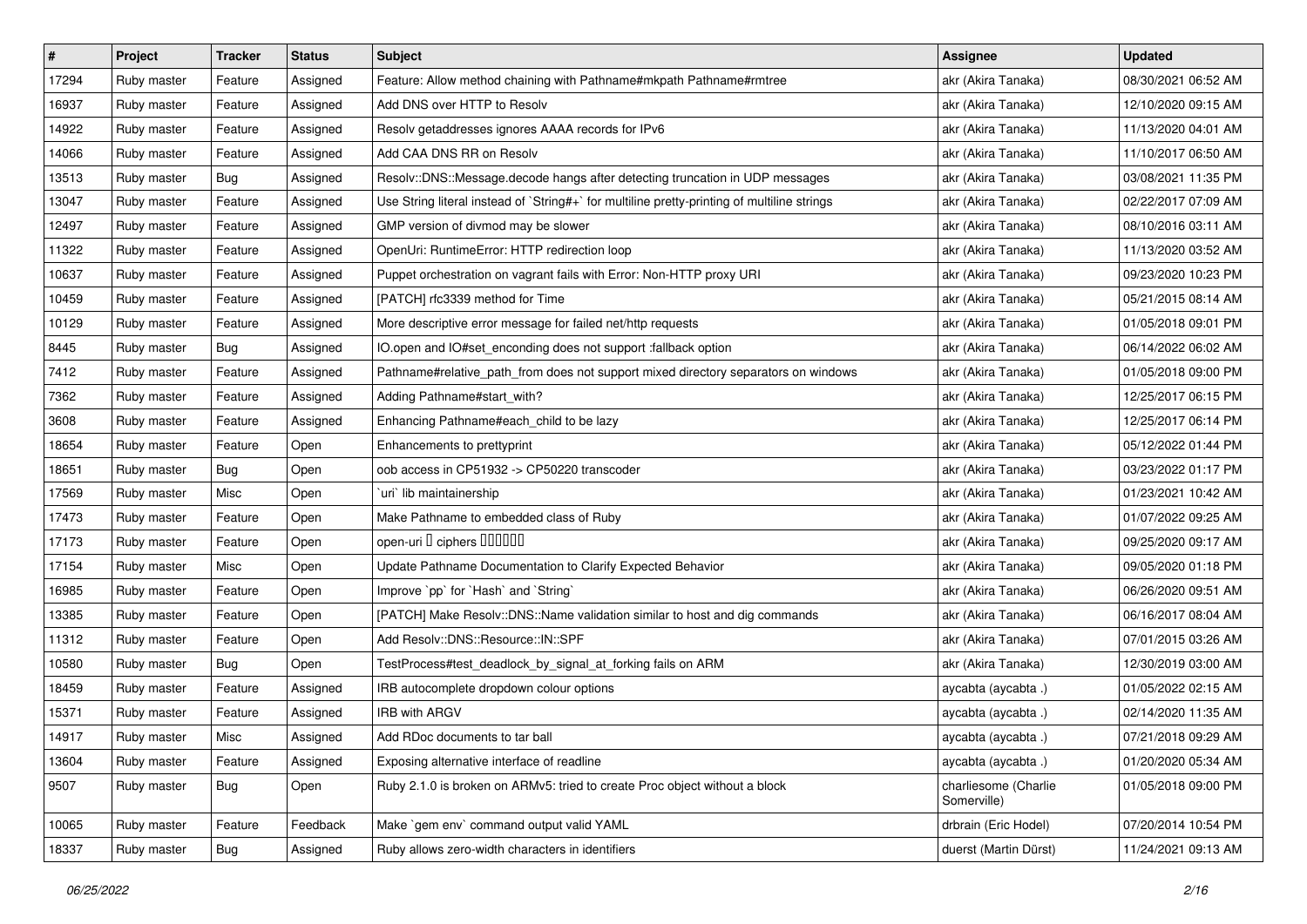| # | Project | Tracker | Status | Subject | Assignee | Updated |
|---|---|---|---|---|---|---|
| 17294 | Ruby master | Feature | Assigned | Feature: Allow method chaining with Pathname#mkpath Pathname#rmtree | akr (Akira Tanaka) | 08/30/2021 06:52 AM |
| 16937 | Ruby master | Feature | Assigned | Add DNS over HTTP to Resolv | akr (Akira Tanaka) | 12/10/2020 09:15 AM |
| 14922 | Ruby master | Feature | Assigned | Resolv getaddresses ignores AAAA records for IPv6 | akr (Akira Tanaka) | 11/13/2020 04:01 AM |
| 14066 | Ruby master | Feature | Assigned | Add CAA DNS RR on Resolv | akr (Akira Tanaka) | 11/10/2017 06:50 AM |
| 13513 | Ruby master | Bug | Assigned | Resolv::DNS::Message.decode hangs after detecting truncation in UDP messages | akr (Akira Tanaka) | 03/08/2021 11:35 PM |
| 13047 | Ruby master | Feature | Assigned | Use String literal instead of `String#+` for multiline pretty-printing of multiline strings | akr (Akira Tanaka) | 02/22/2017 07:09 AM |
| 12497 | Ruby master | Feature | Assigned | GMP version of divmod may be slower | akr (Akira Tanaka) | 08/10/2016 03:11 AM |
| 11322 | Ruby master | Feature | Assigned | OpenUri: RuntimeError: HTTP redirection loop | akr (Akira Tanaka) | 11/13/2020 03:52 AM |
| 10637 | Ruby master | Feature | Assigned | Puppet orchestration on vagrant fails with Error: Non-HTTP proxy URI | akr (Akira Tanaka) | 09/23/2020 10:23 PM |
| 10459 | Ruby master | Feature | Assigned | [PATCH] rfc3339 method for Time | akr (Akira Tanaka) | 05/21/2015 08:14 AM |
| 10129 | Ruby master | Feature | Assigned | More descriptive error message for failed net/http requests | akr (Akira Tanaka) | 01/05/2018 09:01 PM |
| 8445 | Ruby master | Bug | Assigned | IO.open and IO#set_enconding does not support :fallback option | akr (Akira Tanaka) | 06/14/2022 06:02 AM |
| 7412 | Ruby master | Feature | Assigned | Pathname#relative_path_from does not support mixed directory separators on windows | akr (Akira Tanaka) | 01/05/2018 09:00 PM |
| 7362 | Ruby master | Feature | Assigned | Adding Pathname#start_with? | akr (Akira Tanaka) | 12/25/2017 06:15 PM |
| 3608 | Ruby master | Feature | Assigned | Enhancing Pathname#each_child to be lazy | akr (Akira Tanaka) | 12/25/2017 06:14 PM |
| 18654 | Ruby master | Feature | Open | Enhancements to prettyprint | akr (Akira Tanaka) | 05/12/2022 01:44 PM |
| 18651 | Ruby master | Bug | Open | oob access in CP51932 -> CP50220 transcoder | akr (Akira Tanaka) | 03/23/2022 01:17 PM |
| 17569 | Ruby master | Misc | Open | `uri` lib maintainership | akr (Akira Tanaka) | 01/23/2021 10:42 AM |
| 17473 | Ruby master | Feature | Open | Make Pathname to embedded class of Ruby | akr (Akira Tanaka) | 01/07/2022 09:25 AM |
| 17173 | Ruby master | Feature | Open | open-uri □ ciphers □□□□□□ | akr (Akira Tanaka) | 09/25/2020 09:17 AM |
| 17154 | Ruby master | Misc | Open | Update Pathname Documentation to Clarify Expected Behavior | akr (Akira Tanaka) | 09/05/2020 01:18 PM |
| 16985 | Ruby master | Feature | Open | Improve `pp` for `Hash` and `String` | akr (Akira Tanaka) | 06/26/2020 09:51 AM |
| 13385 | Ruby master | Feature | Open | [PATCH] Make Resolv::DNS::Name validation similar to host and dig commands | akr (Akira Tanaka) | 06/16/2017 08:04 AM |
| 11312 | Ruby master | Feature | Open | Add Resolv::DNS::Resource::IN::SPF | akr (Akira Tanaka) | 07/01/2015 03:26 AM |
| 10580 | Ruby master | Bug | Open | TestProcess#test_deadlock_by_signal_at_forking fails on ARM | akr (Akira Tanaka) | 12/30/2019 03:00 AM |
| 18459 | Ruby master | Feature | Assigned | IRB autocomplete dropdown colour options | aycabta (aycabta .) | 01/05/2022 02:15 AM |
| 15371 | Ruby master | Feature | Assigned | IRB with ARGV | aycabta (aycabta .) | 02/14/2020 11:35 AM |
| 14917 | Ruby master | Misc | Assigned | Add RDoc documents to tar ball | aycabta (aycabta .) | 07/21/2018 09:29 AM |
| 13604 | Ruby master | Feature | Assigned | Exposing alternative interface of readline | aycabta (aycabta .) | 01/20/2020 05:34 AM |
| 9507 | Ruby master | Bug | Open | Ruby 2.1.0 is broken on ARMv5: tried to create Proc object without a block | charliesome (Charlie Somerville) | 01/05/2018 09:00 PM |
| 10065 | Ruby master | Feature | Feedback | Make `gem env` command output valid YAML | drbrain (Eric Hodel) | 07/20/2014 10:54 PM |
| 18337 | Ruby master | Bug | Assigned | Ruby allows zero-width characters in identifiers | duerst (Martin Dürst) | 11/24/2021 09:13 AM |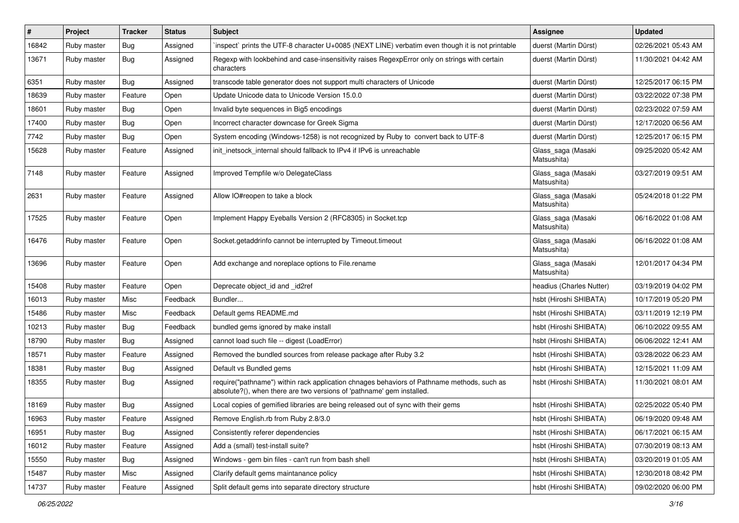| # | Project | Tracker | Status | Subject | Assignee | Updated |
| --- | --- | --- | --- | --- | --- | --- |
| 16842 | Ruby master | Bug | Assigned | `inspect` prints the UTF-8 character U+0085 (NEXT LINE) verbatim even though it is not printable | duerst (Martin Dürst) | 02/26/2021 05:43 AM |
| 13671 | Ruby master | Bug | Assigned | Regexp with lookbehind and case-insensitivity raises RegexpError only on strings with certain characters | duerst (Martin Dürst) | 11/30/2021 04:42 AM |
| 6351 | Ruby master | Bug | Assigned | transcode table generator does not support multi characters of Unicode | duerst (Martin Dürst) | 12/25/2017 06:15 PM |
| 18639 | Ruby master | Feature | Open | Update Unicode data to Unicode Version 15.0.0 | duerst (Martin Dürst) | 03/22/2022 07:38 PM |
| 18601 | Ruby master | Bug | Open | Invalid byte sequences in Big5 encodings | duerst (Martin Dürst) | 02/23/2022 07:59 AM |
| 17400 | Ruby master | Bug | Open | Incorrect character downcase for Greek Sigma | duerst (Martin Dürst) | 12/17/2020 06:56 AM |
| 7742 | Ruby master | Bug | Open | System encoding (Windows-1258) is not recognized by Ruby to convert back to UTF-8 | duerst (Martin Dürst) | 12/25/2017 06:15 PM |
| 15628 | Ruby master | Feature | Assigned | init_inetsock_internal should fallback to IPv4 if IPv6 is unreachable | Glass_saga (Masaki Matsushita) | 09/25/2020 05:42 AM |
| 7148 | Ruby master | Feature | Assigned | Improved Tempfile w/o DelegateClass | Glass_saga (Masaki Matsushita) | 03/27/2019 09:51 AM |
| 2631 | Ruby master | Feature | Assigned | Allow IO#reopen to take a block | Glass_saga (Masaki Matsushita) | 05/24/2018 01:22 PM |
| 17525 | Ruby master | Feature | Open | Implement Happy Eyeballs Version 2 (RFC8305) in Socket.tcp | Glass_saga (Masaki Matsushita) | 06/16/2022 01:08 AM |
| 16476 | Ruby master | Feature | Open | Socket.getaddrinfo cannot be interrupted by Timeout.timeout | Glass_saga (Masaki Matsushita) | 06/16/2022 01:08 AM |
| 13696 | Ruby master | Feature | Open | Add exchange and noreplace options to File.rename | Glass_saga (Masaki Matsushita) | 12/01/2017 04:34 PM |
| 15408 | Ruby master | Feature | Open | Deprecate object_id and _id2ref | headius (Charles Nutter) | 03/19/2019 04:02 PM |
| 16013 | Ruby master | Misc | Feedback | Bundler... | hsbt (Hiroshi SHIBATA) | 10/17/2019 05:20 PM |
| 15486 | Ruby master | Misc | Feedback | Default gems README.md | hsbt (Hiroshi SHIBATA) | 03/11/2019 12:19 PM |
| 10213 | Ruby master | Bug | Feedback | bundled gems ignored by make install | hsbt (Hiroshi SHIBATA) | 06/10/2022 09:55 AM |
| 18790 | Ruby master | Bug | Assigned | cannot load such file -- digest (LoadError) | hsbt (Hiroshi SHIBATA) | 06/06/2022 12:41 AM |
| 18571 | Ruby master | Feature | Assigned | Removed the bundled sources from release package after Ruby 3.2 | hsbt (Hiroshi SHIBATA) | 03/28/2022 06:23 AM |
| 18381 | Ruby master | Bug | Assigned | Default vs Bundled gems | hsbt (Hiroshi SHIBATA) | 12/15/2021 11:09 AM |
| 18355 | Ruby master | Bug | Assigned | require("pathname") within rack application chnages behaviors of Pathname methods, such as absolute?(), when there are two versions of 'pathname' gem installed. | hsbt (Hiroshi SHIBATA) | 11/30/2021 08:01 AM |
| 18169 | Ruby master | Bug | Assigned | Local copies of gemified libraries are being released out of sync with their gems | hsbt (Hiroshi SHIBATA) | 02/25/2022 05:40 PM |
| 16963 | Ruby master | Feature | Assigned | Remove English.rb from Ruby 2.8/3.0 | hsbt (Hiroshi SHIBATA) | 06/19/2020 09:48 AM |
| 16951 | Ruby master | Bug | Assigned | Consistently referer dependencies | hsbt (Hiroshi SHIBATA) | 06/17/2021 06:15 AM |
| 16012 | Ruby master | Feature | Assigned | Add a (small) test-install suite? | hsbt (Hiroshi SHIBATA) | 07/30/2019 08:13 AM |
| 15550 | Ruby master | Bug | Assigned | Windows - gem bin files - can't run from bash shell | hsbt (Hiroshi SHIBATA) | 03/20/2019 01:05 AM |
| 15487 | Ruby master | Misc | Assigned | Clarify default gems maintanance policy | hsbt (Hiroshi SHIBATA) | 12/30/2018 08:42 PM |
| 14737 | Ruby master | Feature | Assigned | Split default gems into separate directory structure | hsbt (Hiroshi SHIBATA) | 09/02/2020 06:00 PM |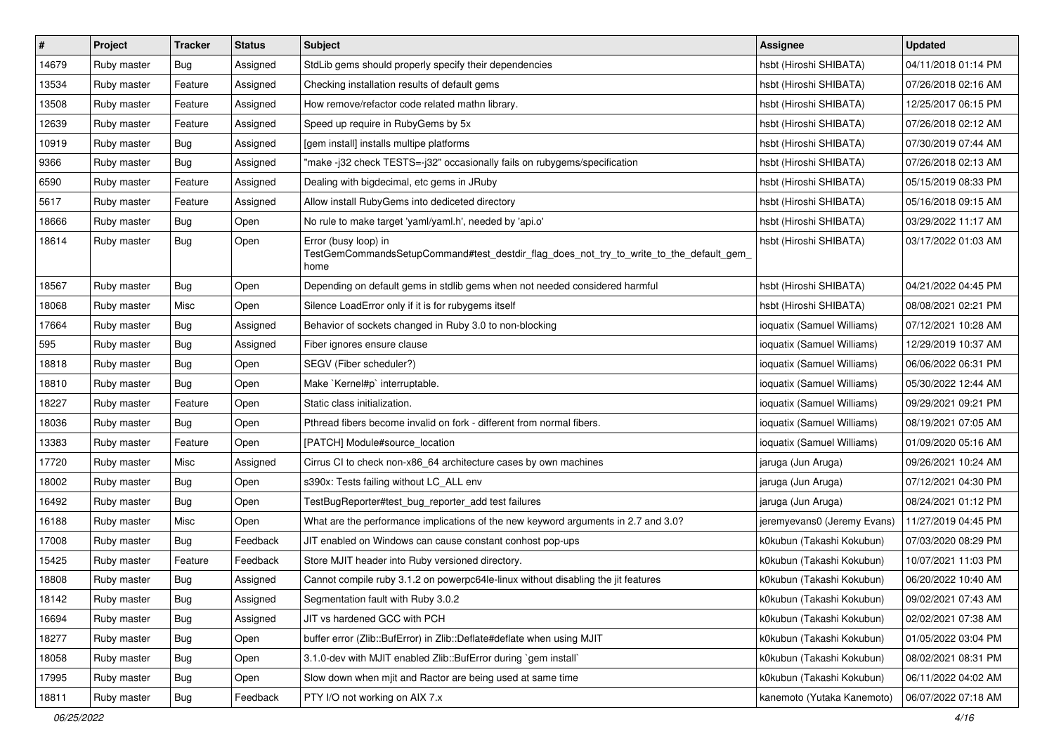| # | Project | Tracker | Status | Subject | Assignee | Updated |
|---|---|---|---|---|---|---|
| 14679 | Ruby master | Bug | Assigned | StdLib gems should properly specify their dependencies | hsbt (Hiroshi SHIBATA) | 04/11/2018 01:14 PM |
| 13534 | Ruby master | Feature | Assigned | Checking installation results of default gems | hsbt (Hiroshi SHIBATA) | 07/26/2018 02:16 AM |
| 13508 | Ruby master | Feature | Assigned | How remove/refactor code related mathn library. | hsbt (Hiroshi SHIBATA) | 12/25/2017 06:15 PM |
| 12639 | Ruby master | Feature | Assigned | Speed up require in RubyGems by 5x | hsbt (Hiroshi SHIBATA) | 07/26/2018 02:12 AM |
| 10919 | Ruby master | Bug | Assigned | [gem install] installs multipe platforms | hsbt (Hiroshi SHIBATA) | 07/30/2019 07:44 AM |
| 9366 | Ruby master | Bug | Assigned | "make -j32 check TESTS=-j32" occasionally fails on rubygems/specification | hsbt (Hiroshi SHIBATA) | 07/26/2018 02:13 AM |
| 6590 | Ruby master | Feature | Assigned | Dealing with bigdecimal, etc gems in JRuby | hsbt (Hiroshi SHIBATA) | 05/15/2019 08:33 PM |
| 5617 | Ruby master | Feature | Assigned | Allow install RubyGems into dediceted directory | hsbt (Hiroshi SHIBATA) | 05/16/2018 09:15 AM |
| 18666 | Ruby master | Bug | Open | No rule to make target 'yaml/yaml.h', needed by 'api.o' | hsbt (Hiroshi SHIBATA) | 03/29/2022 11:17 AM |
| 18614 | Ruby master | Bug | Open | Error (busy loop) in TestGemCommandsSetupCommand#test_destdir_flag_does_not_try_to_write_to_the_default_gem_home | hsbt (Hiroshi SHIBATA) | 03/17/2022 01:03 AM |
| 18567 | Ruby master | Bug | Open | Depending on default gems in stdlib gems when not needed considered harmful | hsbt (Hiroshi SHIBATA) | 04/21/2022 04:45 PM |
| 18068 | Ruby master | Misc | Open | Silence LoadError only if it is for rubygems itself | hsbt (Hiroshi SHIBATA) | 08/08/2021 02:21 PM |
| 17664 | Ruby master | Bug | Assigned | Behavior of sockets changed in Ruby 3.0 to non-blocking | ioquatix (Samuel Williams) | 07/12/2021 10:28 AM |
| 595 | Ruby master | Bug | Assigned | Fiber ignores ensure clause | ioquatix (Samuel Williams) | 12/29/2019 10:37 AM |
| 18818 | Ruby master | Bug | Open | SEGV (Fiber scheduler?) | ioquatix (Samuel Williams) | 06/06/2022 06:31 PM |
| 18810 | Ruby master | Bug | Open | Make `Kernel#p` interruptable. | ioquatix (Samuel Williams) | 05/30/2022 12:44 AM |
| 18227 | Ruby master | Feature | Open | Static class initialization. | ioquatix (Samuel Williams) | 09/29/2021 09:21 PM |
| 18036 | Ruby master | Bug | Open | Pthread fibers become invalid on fork - different from normal fibers. | ioquatix (Samuel Williams) | 08/19/2021 07:05 AM |
| 13383 | Ruby master | Feature | Open | [PATCH] Module#source_location | ioquatix (Samuel Williams) | 01/09/2020 05:16 AM |
| 17720 | Ruby master | Misc | Assigned | Cirrus CI to check non-x86_64 architecture cases by own machines | jaruga (Jun Aruga) | 09/26/2021 10:24 AM |
| 18002 | Ruby master | Bug | Open | s390x: Tests failing without LC_ALL env | jaruga (Jun Aruga) | 07/12/2021 04:30 PM |
| 16492 | Ruby master | Bug | Open | TestBugReporter#test_bug_reporter_add test failures | jaruga (Jun Aruga) | 08/24/2021 01:12 PM |
| 16188 | Ruby master | Misc | Open | What are the performance implications of the new keyword arguments in 2.7 and 3.0? | jeremyevans0 (Jeremy Evans) | 11/27/2019 04:45 PM |
| 17008 | Ruby master | Bug | Feedback | JIT enabled on Windows can cause constant conhost pop-ups | k0kubun (Takashi Kokubun) | 07/03/2020 08:29 PM |
| 15425 | Ruby master | Feature | Feedback | Store MJIT header into Ruby versioned directory. | k0kubun (Takashi Kokubun) | 10/07/2021 11:03 PM |
| 18808 | Ruby master | Bug | Assigned | Cannot compile ruby 3.1.2 on powerpc64le-linux without disabling the jit features | k0kubun (Takashi Kokubun) | 06/20/2022 10:40 AM |
| 18142 | Ruby master | Bug | Assigned | Segmentation fault with Ruby 3.0.2 | k0kubun (Takashi Kokubun) | 09/02/2021 07:43 AM |
| 16694 | Ruby master | Bug | Assigned | JIT vs hardened GCC with PCH | k0kubun (Takashi Kokubun) | 02/02/2021 07:38 AM |
| 18277 | Ruby master | Bug | Open | buffer error (Zlib::BufError) in Zlib::Deflate#deflate when using MJIT | k0kubun (Takashi Kokubun) | 01/05/2022 03:04 PM |
| 18058 | Ruby master | Bug | Open | 3.1.0-dev with MJIT enabled Zlib::BufError during `gem install` | k0kubun (Takashi Kokubun) | 08/02/2021 08:31 PM |
| 17995 | Ruby master | Bug | Open | Slow down when mjit and Ractor are being used at same time | k0kubun (Takashi Kokubun) | 06/11/2022 04:02 AM |
| 18811 | Ruby master | Bug | Feedback | PTY I/O not working on AIX 7.x | kanemoto (Yutaka Kanemoto) | 06/07/2022 07:18 AM |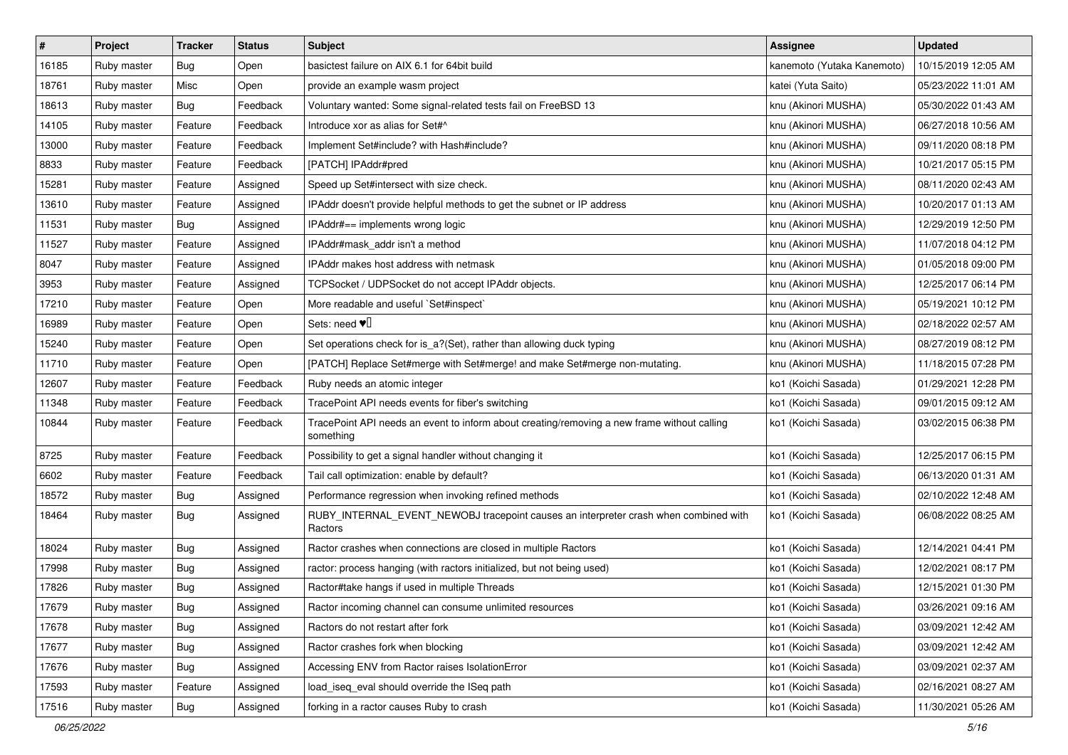| # | Project | Tracker | Status | Subject | Assignee | Updated |
| --- | --- | --- | --- | --- | --- | --- |
| 16185 | Ruby master | Bug | Open | basictest failure on AIX 6.1 for 64bit build | kanemoto (Yutaka Kanemoto) | 10/15/2019 12:05 AM |
| 18761 | Ruby master | Misc | Open | provide an example wasm project | katei (Yuta Saito) | 05/23/2022 11:01 AM |
| 18613 | Ruby master | Bug | Feedback | Voluntary wanted: Some signal-related tests fail on FreeBSD 13 | knu (Akinori MUSHA) | 05/30/2022 01:43 AM |
| 14105 | Ruby master | Feature | Feedback | Introduce xor as alias for Set#^ | knu (Akinori MUSHA) | 06/27/2018 10:56 AM |
| 13000 | Ruby master | Feature | Feedback | Implement Set#include? with Hash#include? | knu (Akinori MUSHA) | 09/11/2020 08:18 PM |
| 8833 | Ruby master | Feature | Feedback | [PATCH] IPAddr#pred | knu (Akinori MUSHA) | 10/21/2017 05:15 PM |
| 15281 | Ruby master | Feature | Assigned | Speed up Set#intersect with size check. | knu (Akinori MUSHA) | 08/11/2020 02:43 AM |
| 13610 | Ruby master | Feature | Assigned | IPAddr doesn't provide helpful methods to get the subnet or IP address | knu (Akinori MUSHA) | 10/20/2017 01:13 AM |
| 11531 | Ruby master | Bug | Assigned | IPAddr#== implements wrong logic | knu (Akinori MUSHA) | 12/29/2019 12:50 PM |
| 11527 | Ruby master | Feature | Assigned | IPAddr#mask_addr isn't a method | knu (Akinori MUSHA) | 11/07/2018 04:12 PM |
| 8047 | Ruby master | Feature | Assigned | IPAddr makes host address with netmask | knu (Akinori MUSHA) | 01/05/2018 09:00 PM |
| 3953 | Ruby master | Feature | Assigned | TCPSocket / UDPSocket do not accept IPAddr objects. | knu (Akinori MUSHA) | 12/25/2017 06:14 PM |
| 17210 | Ruby master | Feature | Open | More readable and useful `Set#inspect` | knu (Akinori MUSHA) | 05/19/2021 10:12 PM |
| 16989 | Ruby master | Feature | Open | Sets: need ♥️ | knu (Akinori MUSHA) | 02/18/2022 02:57 AM |
| 15240 | Ruby master | Feature | Open | Set operations check for is_a?(Set), rather than allowing duck typing | knu (Akinori MUSHA) | 08/27/2019 08:12 PM |
| 11710 | Ruby master | Feature | Open | [PATCH] Replace Set#merge with Set#merge! and make Set#merge non-mutating. | knu (Akinori MUSHA) | 11/18/2015 07:28 PM |
| 12607 | Ruby master | Feature | Feedback | Ruby needs an atomic integer | ko1 (Koichi Sasada) | 01/29/2021 12:28 PM |
| 11348 | Ruby master | Feature | Feedback | TracePoint API needs events for fiber's switching | ko1 (Koichi Sasada) | 09/01/2015 09:12 AM |
| 10844 | Ruby master | Feature | Feedback | TracePoint API needs an event to inform about creating/removing a new frame without calling something | ko1 (Koichi Sasada) | 03/02/2015 06:38 PM |
| 8725 | Ruby master | Feature | Feedback | Possibility to get a signal handler without changing it | ko1 (Koichi Sasada) | 12/25/2017 06:15 PM |
| 6602 | Ruby master | Feature | Feedback | Tail call optimization: enable by default? | ko1 (Koichi Sasada) | 06/13/2020 01:31 AM |
| 18572 | Ruby master | Bug | Assigned | Performance regression when invoking refined methods | ko1 (Koichi Sasada) | 02/10/2022 12:48 AM |
| 18464 | Ruby master | Bug | Assigned | RUBY_INTERNAL_EVENT_NEWOBJ tracepoint causes an interpreter crash when combined with Ractors | ko1 (Koichi Sasada) | 06/08/2022 08:25 AM |
| 18024 | Ruby master | Bug | Assigned | Ractor crashes when connections are closed in multiple Ractors | ko1 (Koichi Sasada) | 12/14/2021 04:41 PM |
| 17998 | Ruby master | Bug | Assigned | ractor: process hanging (with ractors initialized, but not being used) | ko1 (Koichi Sasada) | 12/02/2021 08:17 PM |
| 17826 | Ruby master | Bug | Assigned | Ractor#take hangs if used in multiple Threads | ko1 (Koichi Sasada) | 12/15/2021 01:30 PM |
| 17679 | Ruby master | Bug | Assigned | Ractor incoming channel can consume unlimited resources | ko1 (Koichi Sasada) | 03/26/2021 09:16 AM |
| 17678 | Ruby master | Bug | Assigned | Ractors do not restart after fork | ko1 (Koichi Sasada) | 03/09/2021 12:42 AM |
| 17677 | Ruby master | Bug | Assigned | Ractor crashes fork when blocking | ko1 (Koichi Sasada) | 03/09/2021 12:42 AM |
| 17676 | Ruby master | Bug | Assigned | Accessing ENV from Ractor raises IsolationError | ko1 (Koichi Sasada) | 03/09/2021 02:37 AM |
| 17593 | Ruby master | Feature | Assigned | load_iseq_eval should override the ISeq path | ko1 (Koichi Sasada) | 02/16/2021 08:27 AM |
| 17516 | Ruby master | Bug | Assigned | forking in a ractor causes Ruby to crash | ko1 (Koichi Sasada) | 11/30/2021 05:26 AM |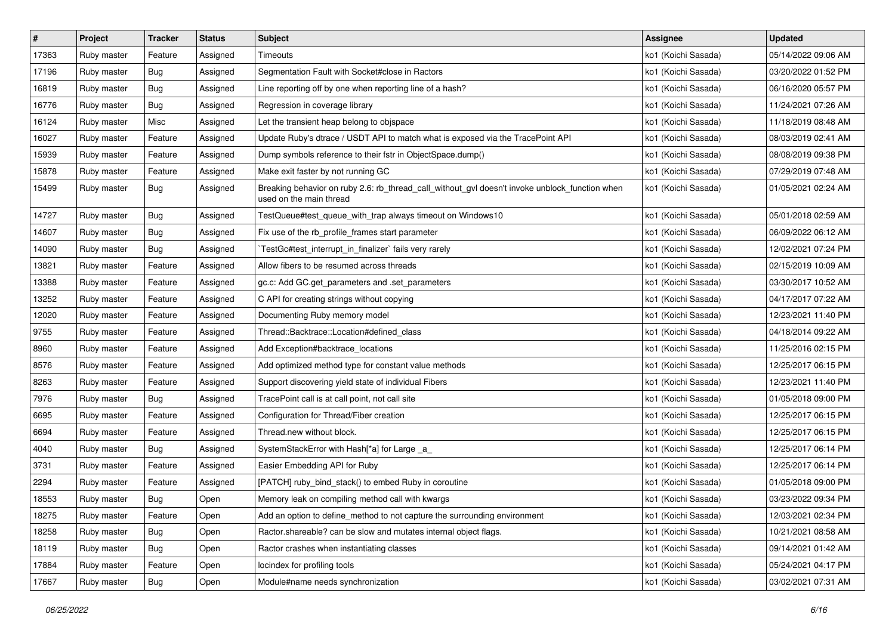| # | Project | Tracker | Status | Subject | Assignee | Updated |
|---|---|---|---|---|---|---|
| 17363 | Ruby master | Feature | Assigned | Timeouts | ko1 (Koichi Sasada) | 05/14/2022 09:06 AM |
| 17196 | Ruby master | Bug | Assigned | Segmentation Fault with Socket#close in Ractors | ko1 (Koichi Sasada) | 03/20/2022 01:52 PM |
| 16819 | Ruby master | Bug | Assigned | Line reporting off by one when reporting line of a hash? | ko1 (Koichi Sasada) | 06/16/2020 05:57 PM |
| 16776 | Ruby master | Bug | Assigned | Regression in coverage library | ko1 (Koichi Sasada) | 11/24/2021 07:26 AM |
| 16124 | Ruby master | Misc | Assigned | Let the transient heap belong to objspace | ko1 (Koichi Sasada) | 11/18/2019 08:48 AM |
| 16027 | Ruby master | Feature | Assigned | Update Ruby's dtrace / USDT API to match what is exposed via the TracePoint API | ko1 (Koichi Sasada) | 08/03/2019 02:41 AM |
| 15939 | Ruby master | Feature | Assigned | Dump symbols reference to their fstr in ObjectSpace.dump() | ko1 (Koichi Sasada) | 08/08/2019 09:38 PM |
| 15878 | Ruby master | Feature | Assigned | Make exit faster by not running GC | ko1 (Koichi Sasada) | 07/29/2019 07:48 AM |
| 15499 | Ruby master | Bug | Assigned | Breaking behavior on ruby 2.6: rb_thread_call_without_gvl doesn't invoke unblock_function when used on the main thread | ko1 (Koichi Sasada) | 01/05/2021 02:24 AM |
| 14727 | Ruby master | Bug | Assigned | TestQueue#test_queue_with_trap always timeout on Windows10 | ko1 (Koichi Sasada) | 05/01/2018 02:59 AM |
| 14607 | Ruby master | Bug | Assigned | Fix use of the rb_profile_frames start parameter | ko1 (Koichi Sasada) | 06/09/2022 06:12 AM |
| 14090 | Ruby master | Bug | Assigned | `TestGc#test_interrupt_in_finalizer` fails very rarely | ko1 (Koichi Sasada) | 12/02/2021 07:24 PM |
| 13821 | Ruby master | Feature | Assigned | Allow fibers to be resumed across threads | ko1 (Koichi Sasada) | 02/15/2019 10:09 AM |
| 13388 | Ruby master | Feature | Assigned | gc.c: Add GC.get_parameters and .set_parameters | ko1 (Koichi Sasada) | 03/30/2017 10:52 AM |
| 13252 | Ruby master | Feature | Assigned | C API for creating strings without copying | ko1 (Koichi Sasada) | 04/17/2017 07:22 AM |
| 12020 | Ruby master | Feature | Assigned | Documenting Ruby memory model | ko1 (Koichi Sasada) | 12/23/2021 11:40 PM |
| 9755 | Ruby master | Feature | Assigned | Thread::Backtrace::Location#defined_class | ko1 (Koichi Sasada) | 04/18/2014 09:22 AM |
| 8960 | Ruby master | Feature | Assigned | Add Exception#backtrace_locations | ko1 (Koichi Sasada) | 11/25/2016 02:15 PM |
| 8576 | Ruby master | Feature | Assigned | Add optimized method type for constant value methods | ko1 (Koichi Sasada) | 12/25/2017 06:15 PM |
| 8263 | Ruby master | Feature | Assigned | Support discovering yield state of individual Fibers | ko1 (Koichi Sasada) | 12/23/2021 11:40 PM |
| 7976 | Ruby master | Bug | Assigned | TracePoint call is at call point, not call site | ko1 (Koichi Sasada) | 01/05/2018 09:00 PM |
| 6695 | Ruby master | Feature | Assigned | Configuration for Thread/Fiber creation | ko1 (Koichi Sasada) | 12/25/2017 06:15 PM |
| 6694 | Ruby master | Feature | Assigned | Thread.new without block. | ko1 (Koichi Sasada) | 12/25/2017 06:15 PM |
| 4040 | Ruby master | Bug | Assigned | SystemStackError with Hash[*a] for Large _a_ | ko1 (Koichi Sasada) | 12/25/2017 06:14 PM |
| 3731 | Ruby master | Feature | Assigned | Easier Embedding API for Ruby | ko1 (Koichi Sasada) | 12/25/2017 06:14 PM |
| 2294 | Ruby master | Feature | Assigned | [PATCH] ruby_bind_stack() to embed Ruby in coroutine | ko1 (Koichi Sasada) | 01/05/2018 09:00 PM |
| 18553 | Ruby master | Bug | Open | Memory leak on compiling method call with kwargs | ko1 (Koichi Sasada) | 03/23/2022 09:34 PM |
| 18275 | Ruby master | Feature | Open | Add an option to define_method to not capture the surrounding environment | ko1 (Koichi Sasada) | 12/03/2021 02:34 PM |
| 18258 | Ruby master | Bug | Open | Ractor.shareable? can be slow and mutates internal object flags. | ko1 (Koichi Sasada) | 10/21/2021 08:58 AM |
| 18119 | Ruby master | Bug | Open | Ractor crashes when instantiating classes | ko1 (Koichi Sasada) | 09/14/2021 01:42 AM |
| 17884 | Ruby master | Feature | Open | locindex for profiling tools | ko1 (Koichi Sasada) | 05/24/2021 04:17 PM |
| 17667 | Ruby master | Bug | Open | Module#name needs synchronization | ko1 (Koichi Sasada) | 03/02/2021 07:31 AM |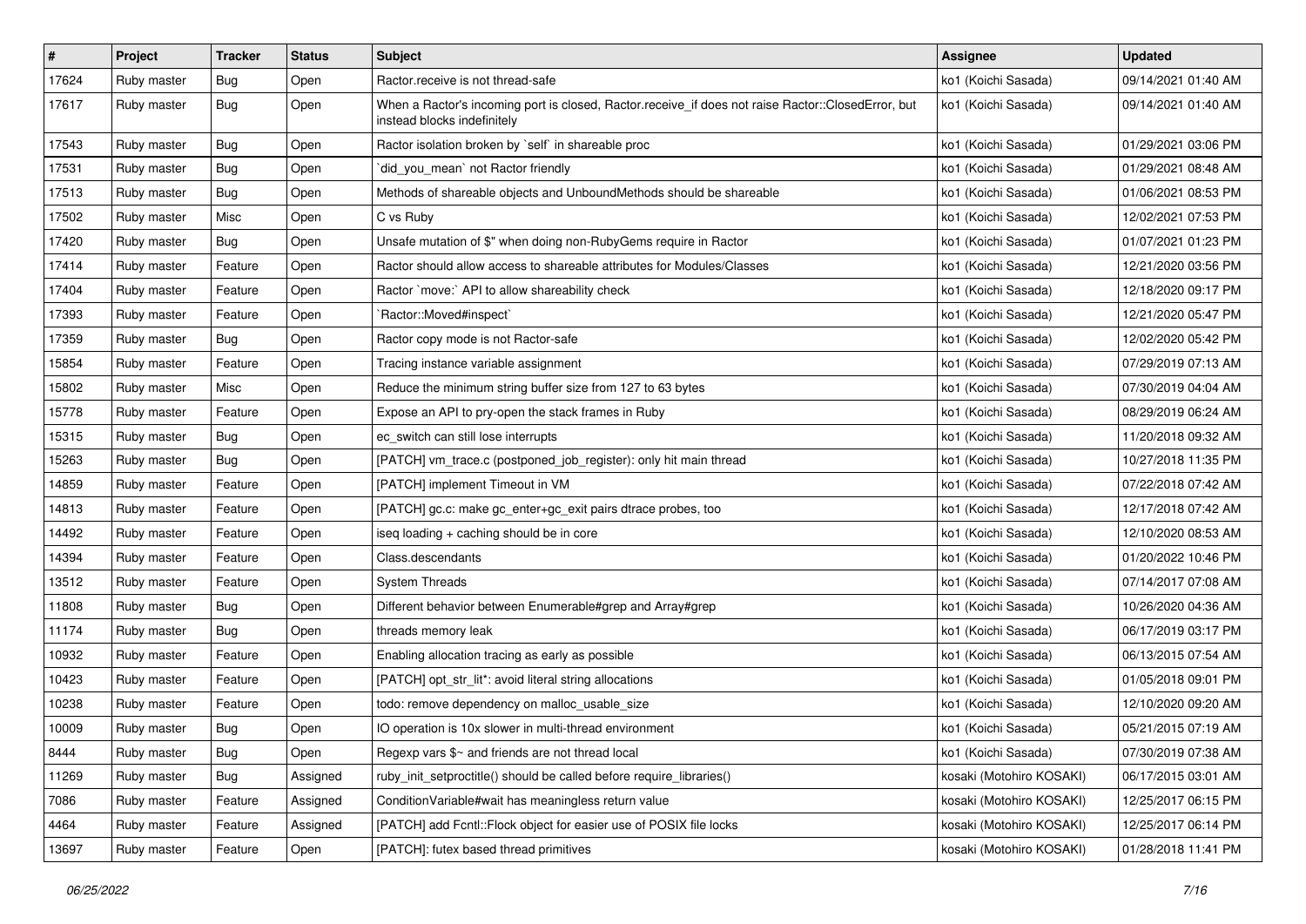| # | Project | Tracker | Status | Subject | Assignee | Updated |
|---|---|---|---|---|---|---|
| 17624 | Ruby master | Bug | Open | Ractor.receive is not thread-safe | ko1 (Koichi Sasada) | 09/14/2021 01:40 AM |
| 17617 | Ruby master | Bug | Open | When a Ractor's incoming port is closed, Ractor.receive_if does not raise Ractor::ClosedError, but instead blocks indefinitely | ko1 (Koichi Sasada) | 09/14/2021 01:40 AM |
| 17543 | Ruby master | Bug | Open | Ractor isolation broken by `self` in shareable proc | ko1 (Koichi Sasada) | 01/29/2021 03:06 PM |
| 17531 | Ruby master | Bug | Open | `did_you_mean` not Ractor friendly | ko1 (Koichi Sasada) | 01/29/2021 08:48 AM |
| 17513 | Ruby master | Bug | Open | Methods of shareable objects and UnboundMethods should be shareable | ko1 (Koichi Sasada) | 01/06/2021 08:53 PM |
| 17502 | Ruby master | Misc | Open | C vs Ruby | ko1 (Koichi Sasada) | 12/02/2021 07:53 PM |
| 17420 | Ruby master | Bug | Open | Unsafe mutation of $" when doing non-RubyGems require in Ractor | ko1 (Koichi Sasada) | 01/07/2021 01:23 PM |
| 17414 | Ruby master | Feature | Open | Ractor should allow access to shareable attributes for Modules/Classes | ko1 (Koichi Sasada) | 12/21/2020 03:56 PM |
| 17404 | Ruby master | Feature | Open | Ractor `move:` API to allow shareability check | ko1 (Koichi Sasada) | 12/18/2020 09:17 PM |
| 17393 | Ruby master | Feature | Open | `Ractor::Moved#inspect` | ko1 (Koichi Sasada) | 12/21/2020 05:47 PM |
| 17359 | Ruby master | Bug | Open | Ractor copy mode is not Ractor-safe | ko1 (Koichi Sasada) | 12/02/2020 05:42 PM |
| 15854 | Ruby master | Feature | Open | Tracing instance variable assignment | ko1 (Koichi Sasada) | 07/29/2019 07:13 AM |
| 15802 | Ruby master | Misc | Open | Reduce the minimum string buffer size from 127 to 63 bytes | ko1 (Koichi Sasada) | 07/30/2019 04:04 AM |
| 15778 | Ruby master | Feature | Open | Expose an API to pry-open the stack frames in Ruby | ko1 (Koichi Sasada) | 08/29/2019 06:24 AM |
| 15315 | Ruby master | Bug | Open | ec_switch can still lose interrupts | ko1 (Koichi Sasada) | 11/20/2018 09:32 AM |
| 15263 | Ruby master | Bug | Open | [PATCH] vm_trace.c (postponed_job_register): only hit main thread | ko1 (Koichi Sasada) | 10/27/2018 11:35 PM |
| 14859 | Ruby master | Feature | Open | [PATCH] implement Timeout in VM | ko1 (Koichi Sasada) | 07/22/2018 07:42 AM |
| 14813 | Ruby master | Feature | Open | [PATCH] gc.c: make gc_enter+gc_exit pairs dtrace probes, too | ko1 (Koichi Sasada) | 12/17/2018 07:42 AM |
| 14492 | Ruby master | Feature | Open | iseq loading + caching should be in core | ko1 (Koichi Sasada) | 12/10/2020 08:53 AM |
| 14394 | Ruby master | Feature | Open | Class.descendants | ko1 (Koichi Sasada) | 01/20/2022 10:46 PM |
| 13512 | Ruby master | Feature | Open | System Threads | ko1 (Koichi Sasada) | 07/14/2017 07:08 AM |
| 11808 | Ruby master | Bug | Open | Different behavior between Enumerable#grep and Array#grep | ko1 (Koichi Sasada) | 10/26/2020 04:36 AM |
| 11174 | Ruby master | Bug | Open | threads memory leak | ko1 (Koichi Sasada) | 06/17/2019 03:17 PM |
| 10932 | Ruby master | Feature | Open | Enabling allocation tracing as early as possible | ko1 (Koichi Sasada) | 06/13/2015 07:54 AM |
| 10423 | Ruby master | Feature | Open | [PATCH] opt_str_lit*: avoid literal string allocations | ko1 (Koichi Sasada) | 01/05/2018 09:01 PM |
| 10238 | Ruby master | Feature | Open | todo: remove dependency on malloc_usable_size | ko1 (Koichi Sasada) | 12/10/2020 09:20 AM |
| 10009 | Ruby master | Bug | Open | IO operation is 10x slower in multi-thread environment | ko1 (Koichi Sasada) | 05/21/2015 07:19 AM |
| 8444 | Ruby master | Bug | Open | Regexp vars $~ and friends are not thread local | ko1 (Koichi Sasada) | 07/30/2019 07:38 AM |
| 11269 | Ruby master | Bug | Assigned | ruby_init_setproctitle() should be called before require_libraries() | kosaki (Motohiro KOSAKI) | 06/17/2015 03:01 AM |
| 7086 | Ruby master | Feature | Assigned | ConditionVariable#wait has meaningless return value | kosaki (Motohiro KOSAKI) | 12/25/2017 06:15 PM |
| 4464 | Ruby master | Feature | Assigned | [PATCH] add Fcntl::Flock object for easier use of POSIX file locks | kosaki (Motohiro KOSAKI) | 12/25/2017 06:14 PM |
| 13697 | Ruby master | Feature | Open | [PATCH]: futex based thread primitives | kosaki (Motohiro KOSAKI) | 01/28/2018 11:41 PM |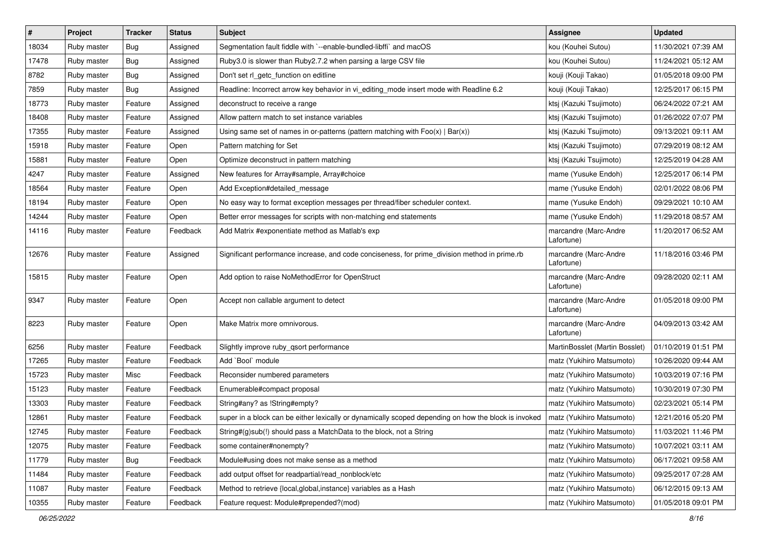| # | Project | Tracker | Status | Subject | Assignee | Updated |
|---|---|---|---|---|---|---|
| 18034 | Ruby master | Bug | Assigned | Segmentation fault fiddle with `--enable-bundled-libffi` and macOS | kou (Kouhei Sutou) | 11/30/2021 07:39 AM |
| 17478 | Ruby master | Bug | Assigned | Ruby3.0 is slower than Ruby2.7.2 when parsing a large CSV file | kou (Kouhei Sutou) | 11/24/2021 05:12 AM |
| 8782 | Ruby master | Bug | Assigned | Don't set rl_getc_function on editline | kouji (Kouji Takao) | 01/05/2018 09:00 PM |
| 7859 | Ruby master | Bug | Assigned | Readline: Incorrect arrow key behavior in vi_editing_mode insert mode with Readline 6.2 | kouji (Kouji Takao) | 12/25/2017 06:15 PM |
| 18773 | Ruby master | Feature | Assigned | deconstruct to receive a range | ktsj (Kazuki Tsujimoto) | 06/24/2022 07:21 AM |
| 18408 | Ruby master | Feature | Assigned | Allow pattern match to set instance variables | ktsj (Kazuki Tsujimoto) | 01/26/2022 07:07 PM |
| 17355 | Ruby master | Feature | Assigned | Using same set of names in or-patterns (pattern matching with Foo(x) \| Bar(x)) | ktsj (Kazuki Tsujimoto) | 09/13/2021 09:11 AM |
| 15918 | Ruby master | Feature | Open | Pattern matching for Set | ktsj (Kazuki Tsujimoto) | 07/29/2019 08:12 AM |
| 15881 | Ruby master | Feature | Open | Optimize deconstruct in pattern matching | ktsj (Kazuki Tsujimoto) | 12/25/2019 04:28 AM |
| 4247 | Ruby master | Feature | Assigned | New features for Array#sample, Array#choice | mame (Yusuke Endoh) | 12/25/2017 06:14 PM |
| 18564 | Ruby master | Feature | Open | Add Exception#detailed_message | mame (Yusuke Endoh) | 02/01/2022 08:06 PM |
| 18194 | Ruby master | Feature | Open | No easy way to format exception messages per thread/fiber scheduler context. | mame (Yusuke Endoh) | 09/29/2021 10:10 AM |
| 14244 | Ruby master | Feature | Open | Better error messages for scripts with non-matching end statements | mame (Yusuke Endoh) | 11/29/2018 08:57 AM |
| 14116 | Ruby master | Feature | Feedback | Add Matrix #exponentiate method as Matlab's exp | marcandre (Marc-Andre Lafortune) | 11/20/2017 06:52 AM |
| 12676 | Ruby master | Feature | Assigned | Significant performance increase, and code conciseness, for prime_division method in prime.rb | marcandre (Marc-Andre Lafortune) | 11/18/2016 03:46 PM |
| 15815 | Ruby master | Feature | Open | Add option to raise NoMethodError for OpenStruct | marcandre (Marc-Andre Lafortune) | 09/28/2020 02:11 AM |
| 9347 | Ruby master | Feature | Open | Accept non callable argument to detect | marcandre (Marc-Andre Lafortune) | 01/05/2018 09:00 PM |
| 8223 | Ruby master | Feature | Open | Make Matrix more omnivorous. | marcandre (Marc-Andre Lafortune) | 04/09/2013 03:42 AM |
| 6256 | Ruby master | Feature | Feedback | Slightly improve ruby_qsort performance | MartinBosslet (Martin Bosslet) | 01/10/2019 01:51 PM |
| 17265 | Ruby master | Feature | Feedback | Add `Bool` module | matz (Yukihiro Matsumoto) | 10/26/2020 09:44 AM |
| 15723 | Ruby master | Misc | Feedback | Reconsider numbered parameters | matz (Yukihiro Matsumoto) | 10/03/2019 07:16 PM |
| 15123 | Ruby master | Feature | Feedback | Enumerable#compact proposal | matz (Yukihiro Matsumoto) | 10/30/2019 07:30 PM |
| 13303 | Ruby master | Feature | Feedback | String#any? as !String#empty? | matz (Yukihiro Matsumoto) | 02/23/2021 05:14 PM |
| 12861 | Ruby master | Feature | Feedback | super in a block can be either lexically or dynamically scoped depending on how the block is invoked | matz (Yukihiro Matsumoto) | 12/21/2016 05:20 PM |
| 12745 | Ruby master | Feature | Feedback | String#(g)sub(!) should pass a MatchData to the block, not a String | matz (Yukihiro Matsumoto) | 11/03/2021 11:46 PM |
| 12075 | Ruby master | Feature | Feedback | some container#nonempty? | matz (Yukihiro Matsumoto) | 10/07/2021 03:11 AM |
| 11779 | Ruby master | Bug | Feedback | Module#using does not make sense as a method | matz (Yukihiro Matsumoto) | 06/17/2021 09:58 AM |
| 11484 | Ruby master | Feature | Feedback | add output offset for readpartial/read_nonblock/etc | matz (Yukihiro Matsumoto) | 09/25/2017 07:28 AM |
| 11087 | Ruby master | Feature | Feedback | Method to retrieve {local,global,instance} variables as a Hash | matz (Yukihiro Matsumoto) | 06/12/2015 09:13 AM |
| 10355 | Ruby master | Feature | Feedback | Feature request: Module#prepended?(mod) | matz (Yukihiro Matsumoto) | 01/05/2018 09:01 PM |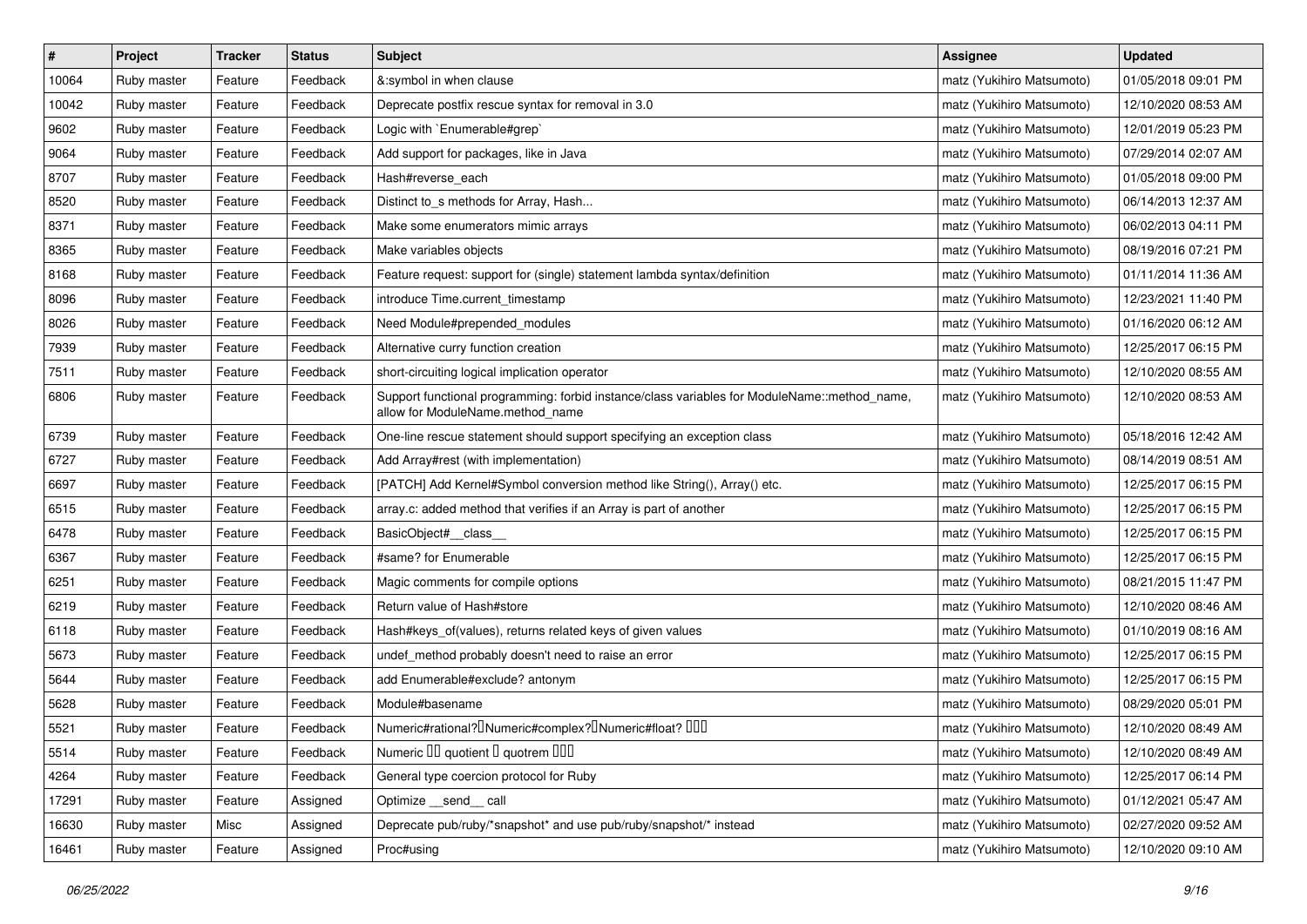| # | Project | Tracker | Status | Subject | Assignee | Updated |
|---|---|---|---|---|---|---|
| 10064 | Ruby master | Feature | Feedback | &:symbol in when clause | matz (Yukihiro Matsumoto) | 01/05/2018 09:01 PM |
| 10042 | Ruby master | Feature | Feedback | Deprecate postfix rescue syntax for removal in 3.0 | matz (Yukihiro Matsumoto) | 12/10/2020 08:53 AM |
| 9602 | Ruby master | Feature | Feedback | Logic with `Enumerable#grep` | matz (Yukihiro Matsumoto) | 12/01/2019 05:23 PM |
| 9064 | Ruby master | Feature | Feedback | Add support for packages, like in Java | matz (Yukihiro Matsumoto) | 07/29/2014 02:07 AM |
| 8707 | Ruby master | Feature | Feedback | Hash#reverse_each | matz (Yukihiro Matsumoto) | 01/05/2018 09:00 PM |
| 8520 | Ruby master | Feature | Feedback | Distinct to_s methods for Array, Hash... | matz (Yukihiro Matsumoto) | 06/14/2013 12:37 AM |
| 8371 | Ruby master | Feature | Feedback | Make some enumerators mimic arrays | matz (Yukihiro Matsumoto) | 06/02/2013 04:11 PM |
| 8365 | Ruby master | Feature | Feedback | Make variables objects | matz (Yukihiro Matsumoto) | 08/19/2016 07:21 PM |
| 8168 | Ruby master | Feature | Feedback | Feature request: support for (single) statement lambda syntax/definition | matz (Yukihiro Matsumoto) | 01/11/2014 11:36 AM |
| 8096 | Ruby master | Feature | Feedback | introduce Time.current_timestamp | matz (Yukihiro Matsumoto) | 12/23/2021 11:40 PM |
| 8026 | Ruby master | Feature | Feedback | Need Module#prepended_modules | matz (Yukihiro Matsumoto) | 01/16/2020 06:12 AM |
| 7939 | Ruby master | Feature | Feedback | Alternative curry function creation | matz (Yukihiro Matsumoto) | 12/25/2017 06:15 PM |
| 7511 | Ruby master | Feature | Feedback | short-circuiting logical implication operator | matz (Yukihiro Matsumoto) | 12/10/2020 08:55 AM |
| 6806 | Ruby master | Feature | Feedback | Support functional programming: forbid instance/class variables for ModuleName::method_name, allow for ModuleName.method_name | matz (Yukihiro Matsumoto) | 12/10/2020 08:53 AM |
| 6739 | Ruby master | Feature | Feedback | One-line rescue statement should support specifying an exception class | matz (Yukihiro Matsumoto) | 05/18/2016 12:42 AM |
| 6727 | Ruby master | Feature | Feedback | Add Array#rest (with implementation) | matz (Yukihiro Matsumoto) | 08/14/2019 08:51 AM |
| 6697 | Ruby master | Feature | Feedback | [PATCH] Add Kernel#Symbol conversion method like String(), Array() etc. | matz (Yukihiro Matsumoto) | 12/25/2017 06:15 PM |
| 6515 | Ruby master | Feature | Feedback | array.c: added method that verifies if an Array is part of another | matz (Yukihiro Matsumoto) | 12/25/2017 06:15 PM |
| 6478 | Ruby master | Feature | Feedback | BasicObject#__class__ | matz (Yukihiro Matsumoto) | 12/25/2017 06:15 PM |
| 6367 | Ruby master | Feature | Feedback | #same? for Enumerable | matz (Yukihiro Matsumoto) | 12/25/2017 06:15 PM |
| 6251 | Ruby master | Feature | Feedback | Magic comments for compile options | matz (Yukihiro Matsumoto) | 08/21/2015 11:47 PM |
| 6219 | Ruby master | Feature | Feedback | Return value of Hash#store | matz (Yukihiro Matsumoto) | 12/10/2020 08:46 AM |
| 6118 | Ruby master | Feature | Feedback | Hash#keys_of(values), returns related keys of given values | matz (Yukihiro Matsumoto) | 01/10/2019 08:16 AM |
| 5673 | Ruby master | Feature | Feedback | undef_method probably doesn't need to raise an error | matz (Yukihiro Matsumoto) | 12/25/2017 06:15 PM |
| 5644 | Ruby master | Feature | Feedback | add Enumerable#exclude? antonym | matz (Yukihiro Matsumoto) | 12/25/2017 06:15 PM |
| 5628 | Ruby master | Feature | Feedback | Module#basename | matz (Yukihiro Matsumoto) | 08/29/2020 05:01 PM |
| 5521 | Ruby master | Feature | Feedback | Numeric#rational?�Numeric#complex?�Numeric#float? ��� | matz (Yukihiro Matsumoto) | 12/10/2020 08:49 AM |
| 5514 | Ruby master | Feature | Feedback | Numeric �� quotient � quotrem ��� | matz (Yukihiro Matsumoto) | 12/10/2020 08:49 AM |
| 4264 | Ruby master | Feature | Feedback | General type coercion protocol for Ruby | matz (Yukihiro Matsumoto) | 12/25/2017 06:14 PM |
| 17291 | Ruby master | Feature | Assigned | Optimize __send__ call | matz (Yukihiro Matsumoto) | 01/12/2021 05:47 AM |
| 16630 | Ruby master | Misc | Assigned | Deprecate pub/ruby/*snapshot* and use pub/ruby/snapshot/* instead | matz (Yukihiro Matsumoto) | 02/27/2020 09:52 AM |
| 16461 | Ruby master | Feature | Assigned | Proc#using | matz (Yukihiro Matsumoto) | 12/10/2020 09:10 AM |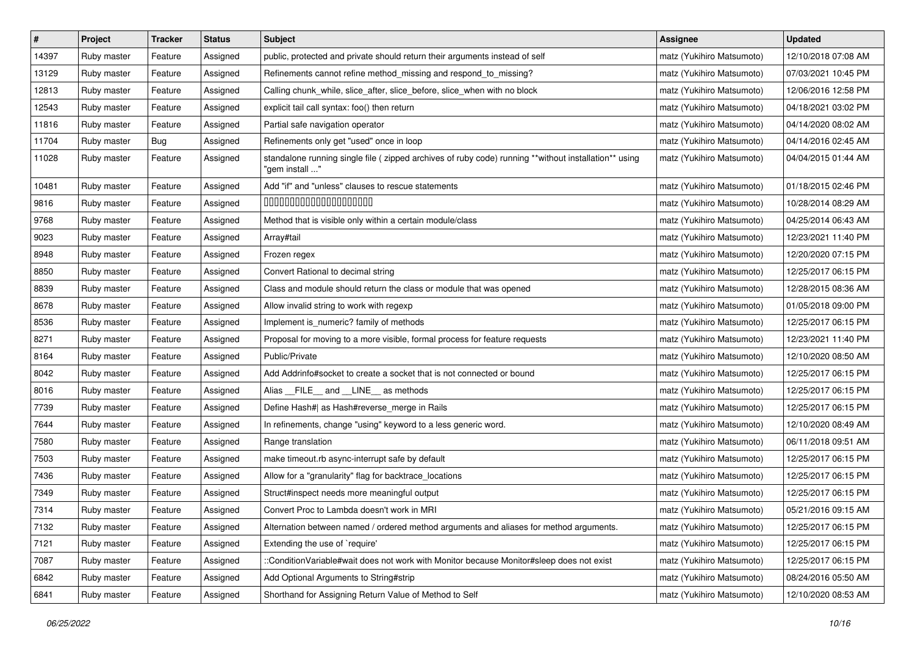| # | Project | Tracker | Status | Subject | Assignee | Updated |
|---|---|---|---|---|---|---|
| 14397 | Ruby master | Feature | Assigned | public, protected and private should return their arguments instead of self | matz (Yukihiro Matsumoto) | 12/10/2018 07:08 AM |
| 13129 | Ruby master | Feature | Assigned | Refinements cannot refine method_missing and respond_to_missing? | matz (Yukihiro Matsumoto) | 07/03/2021 10:45 PM |
| 12813 | Ruby master | Feature | Assigned | Calling chunk_while, slice_after, slice_before, slice_when with no block | matz (Yukihiro Matsumoto) | 12/06/2016 12:58 PM |
| 12543 | Ruby master | Feature | Assigned | explicit tail call syntax: foo() then return | matz (Yukihiro Matsumoto) | 04/18/2021 03:02 PM |
| 11816 | Ruby master | Feature | Assigned | Partial safe navigation operator | matz (Yukihiro Matsumoto) | 04/14/2020 08:02 AM |
| 11704 | Ruby master | Bug | Assigned | Refinements only get "used" once in loop | matz (Yukihiro Matsumoto) | 04/14/2016 02:45 AM |
| 11028 | Ruby master | Feature | Assigned | standalone running single file ( zipped archives of ruby code) running **without installation** using "gem install ..." | matz (Yukihiro Matsumoto) | 04/04/2015 01:44 AM |
| 10481 | Ruby master | Feature | Assigned | Add "if" and "unless" clauses to rescue statements | matz (Yukihiro Matsumoto) | 01/18/2015 02:46 PM |
| 9816 | Ruby master | Feature | Assigned | 00000000000000000000000 | matz (Yukihiro Matsumoto) | 10/28/2014 08:29 AM |
| 9768 | Ruby master | Feature | Assigned | Method that is visible only within a certain module/class | matz (Yukihiro Matsumoto) | 04/25/2014 06:43 AM |
| 9023 | Ruby master | Feature | Assigned | Array#tail | matz (Yukihiro Matsumoto) | 12/23/2021 11:40 PM |
| 8948 | Ruby master | Feature | Assigned | Frozen regex | matz (Yukihiro Matsumoto) | 12/20/2020 07:15 PM |
| 8850 | Ruby master | Feature | Assigned | Convert Rational to decimal string | matz (Yukihiro Matsumoto) | 12/25/2017 06:15 PM |
| 8839 | Ruby master | Feature | Assigned | Class and module should return the class or module that was opened | matz (Yukihiro Matsumoto) | 12/28/2015 08:36 AM |
| 8678 | Ruby master | Feature | Assigned | Allow invalid string to work with regexp | matz (Yukihiro Matsumoto) | 01/05/2018 09:00 PM |
| 8536 | Ruby master | Feature | Assigned | Implement is_numeric? family of methods | matz (Yukihiro Matsumoto) | 12/25/2017 06:15 PM |
| 8271 | Ruby master | Feature | Assigned | Proposal for moving to a more visible, formal process for feature requests | matz (Yukihiro Matsumoto) | 12/23/2021 11:40 PM |
| 8164 | Ruby master | Feature | Assigned | Public/Private | matz (Yukihiro Matsumoto) | 12/10/2020 08:50 AM |
| 8042 | Ruby master | Feature | Assigned | Add Addrinfo#socket to create a socket that is not connected or bound | matz (Yukihiro Matsumoto) | 12/25/2017 06:15 PM |
| 8016 | Ruby master | Feature | Assigned | Alias __FILE__ and __LINE__ as methods | matz (Yukihiro Matsumoto) | 12/25/2017 06:15 PM |
| 7739 | Ruby master | Feature | Assigned | Define Hash#\| as Hash#reverse_merge in Rails | matz (Yukihiro Matsumoto) | 12/25/2017 06:15 PM |
| 7644 | Ruby master | Feature | Assigned | In refinements, change "using" keyword to a less generic word. | matz (Yukihiro Matsumoto) | 12/10/2020 08:49 AM |
| 7580 | Ruby master | Feature | Assigned | Range translation | matz (Yukihiro Matsumoto) | 06/11/2018 09:51 AM |
| 7503 | Ruby master | Feature | Assigned | make timeout.rb async-interrupt safe by default | matz (Yukihiro Matsumoto) | 12/25/2017 06:15 PM |
| 7436 | Ruby master | Feature | Assigned | Allow for a "granularity" flag for backtrace_locations | matz (Yukihiro Matsumoto) | 12/25/2017 06:15 PM |
| 7349 | Ruby master | Feature | Assigned | Struct#inspect needs more meaningful output | matz (Yukihiro Matsumoto) | 12/25/2017 06:15 PM |
| 7314 | Ruby master | Feature | Assigned | Convert Proc to Lambda doesn't work in MRI | matz (Yukihiro Matsumoto) | 05/21/2016 09:15 AM |
| 7132 | Ruby master | Feature | Assigned | Alternation between named / ordered method arguments and aliases for method arguments. | matz (Yukihiro Matsumoto) | 12/25/2017 06:15 PM |
| 7121 | Ruby master | Feature | Assigned | Extending the use of `require' | matz (Yukihiro Matsumoto) | 12/25/2017 06:15 PM |
| 7087 | Ruby master | Feature | Assigned | ::ConditionVariable#wait does not work with Monitor because Monitor#sleep does not exist | matz (Yukihiro Matsumoto) | 12/25/2017 06:15 PM |
| 6842 | Ruby master | Feature | Assigned | Add Optional Arguments to String#strip | matz (Yukihiro Matsumoto) | 08/24/2016 05:50 AM |
| 6841 | Ruby master | Feature | Assigned | Shorthand for Assigning Return Value of Method to Self | matz (Yukihiro Matsumoto) | 12/10/2020 08:53 AM |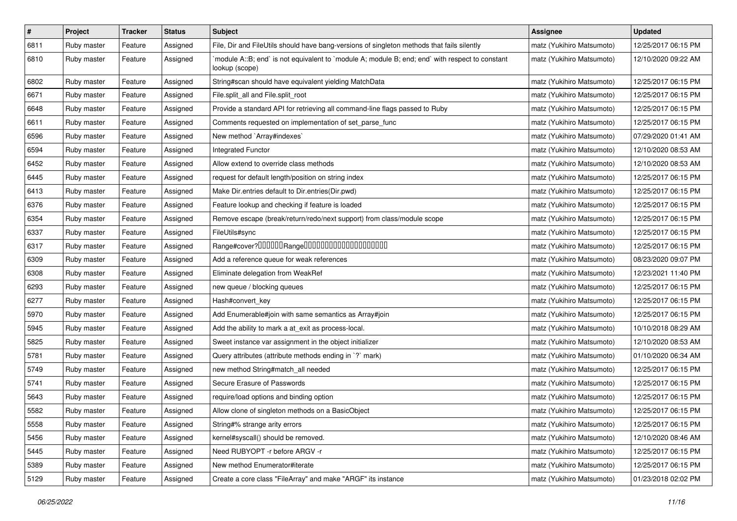| # | Project | Tracker | Status | Subject | Assignee | Updated |
|---|---|---|---|---|---|---|
| 6811 | Ruby master | Feature | Assigned | File, Dir and FileUtils should have bang-versions of singleton methods that fails silently | matz (Yukihiro Matsumoto) | 12/25/2017 06:15 PM |
| 6810 | Ruby master | Feature | Assigned | `module A::B; end` is not equivalent to `module A; module B; end; end` with respect to constant lookup (scope) | matz (Yukihiro Matsumoto) | 12/10/2020 09:22 AM |
| 6802 | Ruby master | Feature | Assigned | String#scan should have equivalent yielding MatchData | matz (Yukihiro Matsumoto) | 12/25/2017 06:15 PM |
| 6671 | Ruby master | Feature | Assigned | File.split_all and File.split_root | matz (Yukihiro Matsumoto) | 12/25/2017 06:15 PM |
| 6648 | Ruby master | Feature | Assigned | Provide a standard API for retrieving all command-line flags passed to Ruby | matz (Yukihiro Matsumoto) | 12/25/2017 06:15 PM |
| 6611 | Ruby master | Feature | Assigned | Comments requested on implementation of set_parse_func | matz (Yukihiro Matsumoto) | 12/25/2017 06:15 PM |
| 6596 | Ruby master | Feature | Assigned | New method `Array#indexes` | matz (Yukihiro Matsumoto) | 07/29/2020 01:41 AM |
| 6594 | Ruby master | Feature | Assigned | Integrated Functor | matz (Yukihiro Matsumoto) | 12/10/2020 08:53 AM |
| 6452 | Ruby master | Feature | Assigned | Allow extend to override class methods | matz (Yukihiro Matsumoto) | 12/10/2020 08:53 AM |
| 6445 | Ruby master | Feature | Assigned | request for default length/position on string index | matz (Yukihiro Matsumoto) | 12/25/2017 06:15 PM |
| 6413 | Ruby master | Feature | Assigned | Make Dir.entries default to Dir.entries(Dir.pwd) | matz (Yukihiro Matsumoto) | 12/25/2017 06:15 PM |
| 6376 | Ruby master | Feature | Assigned | Feature lookup and checking if feature is loaded | matz (Yukihiro Matsumoto) | 12/25/2017 06:15 PM |
| 6354 | Ruby master | Feature | Assigned | Remove escape (break/return/redo/next support) from class/module scope | matz (Yukihiro Matsumoto) | 12/25/2017 06:15 PM |
| 6337 | Ruby master | Feature | Assigned | FileUtils#sync | matz (Yukihiro Matsumoto) | 12/25/2017 06:15 PM |
| 6317 | Ruby master | Feature | Assigned | Range#cover?□□□□□□Range□□□□□□□□□□□□□□□□□□□□□ | matz (Yukihiro Matsumoto) | 12/25/2017 06:15 PM |
| 6309 | Ruby master | Feature | Assigned | Add a reference queue for weak references | matz (Yukihiro Matsumoto) | 08/23/2020 09:07 PM |
| 6308 | Ruby master | Feature | Assigned | Eliminate delegation from WeakRef | matz (Yukihiro Matsumoto) | 12/23/2021 11:40 PM |
| 6293 | Ruby master | Feature | Assigned | new queue / blocking queues | matz (Yukihiro Matsumoto) | 12/25/2017 06:15 PM |
| 6277 | Ruby master | Feature | Assigned | Hash#convert_key | matz (Yukihiro Matsumoto) | 12/25/2017 06:15 PM |
| 5970 | Ruby master | Feature | Assigned | Add Enumerable#join with same semantics as Array#join | matz (Yukihiro Matsumoto) | 12/25/2017 06:15 PM |
| 5945 | Ruby master | Feature | Assigned | Add the ability to mark a at_exit as process-local. | matz (Yukihiro Matsumoto) | 10/10/2018 08:29 AM |
| 5825 | Ruby master | Feature | Assigned | Sweet instance var assignment in the object initializer | matz (Yukihiro Matsumoto) | 12/10/2020 08:53 AM |
| 5781 | Ruby master | Feature | Assigned | Query attributes (attribute methods ending in `?` mark) | matz (Yukihiro Matsumoto) | 01/10/2020 06:34 AM |
| 5749 | Ruby master | Feature | Assigned | new method String#match_all needed | matz (Yukihiro Matsumoto) | 12/25/2017 06:15 PM |
| 5741 | Ruby master | Feature | Assigned | Secure Erasure of Passwords | matz (Yukihiro Matsumoto) | 12/25/2017 06:15 PM |
| 5643 | Ruby master | Feature | Assigned | require/load options and binding option | matz (Yukihiro Matsumoto) | 12/25/2017 06:15 PM |
| 5582 | Ruby master | Feature | Assigned | Allow clone of singleton methods on a BasicObject | matz (Yukihiro Matsumoto) | 12/25/2017 06:15 PM |
| 5558 | Ruby master | Feature | Assigned | String#% strange arity errors | matz (Yukihiro Matsumoto) | 12/25/2017 06:15 PM |
| 5456 | Ruby master | Feature | Assigned | kernel#syscall() should be removed. | matz (Yukihiro Matsumoto) | 12/10/2020 08:46 AM |
| 5445 | Ruby master | Feature | Assigned | Need RUBYOPT -r before ARGV -r | matz (Yukihiro Matsumoto) | 12/25/2017 06:15 PM |
| 5389 | Ruby master | Feature | Assigned | New method Enumerator#iterate | matz (Yukihiro Matsumoto) | 12/25/2017 06:15 PM |
| 5129 | Ruby master | Feature | Assigned | Create a core class "FileArray" and make "ARGF" its instance | matz (Yukihiro Matsumoto) | 01/23/2018 02:02 PM |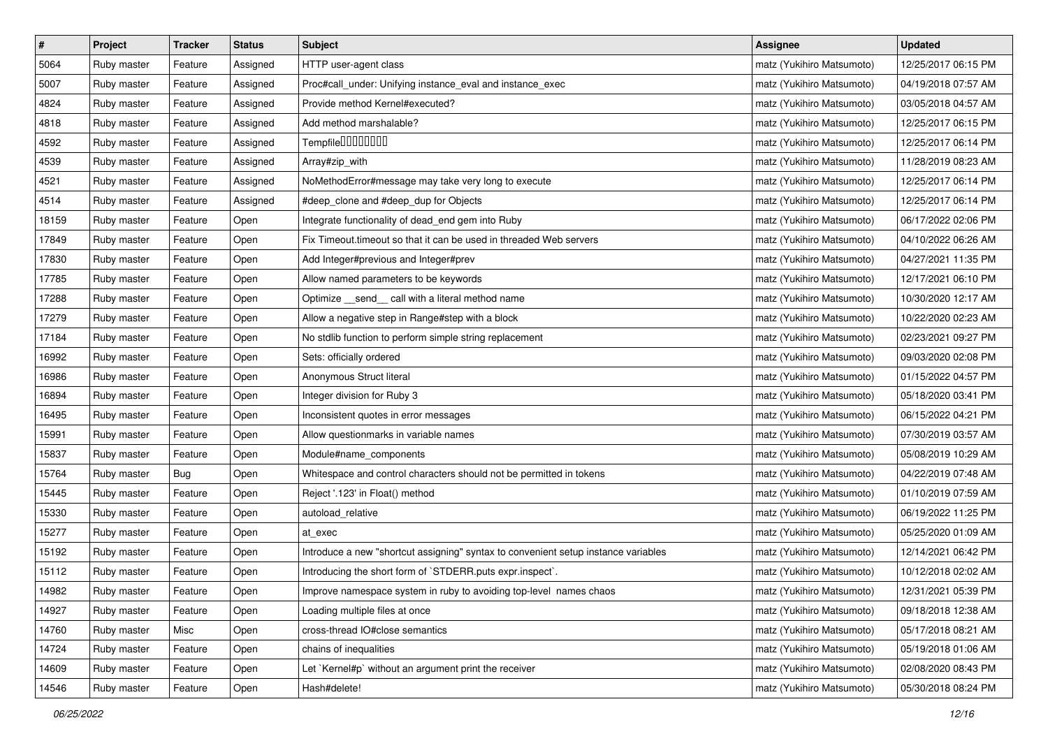| # | Project | Tracker | Status | Subject | Assignee | Updated |
| --- | --- | --- | --- | --- | --- | --- |
| 5064 | Ruby master | Feature | Assigned | HTTP user-agent class | matz (Yukihiro Matsumoto) | 12/25/2017 06:15 PM |
| 5007 | Ruby master | Feature | Assigned | Proc#call_under: Unifying instance_eval and instance_exec | matz (Yukihiro Matsumoto) | 04/19/2018 07:57 AM |
| 4824 | Ruby master | Feature | Assigned | Provide method Kernel#executed? | matz (Yukihiro Matsumoto) | 03/05/2018 04:57 AM |
| 4818 | Ruby master | Feature | Assigned | Add method marshalable? | matz (Yukihiro Matsumoto) | 12/25/2017 06:15 PM |
| 4592 | Ruby master | Feature | Assigned | Tempfile□□□□□□□□ | matz (Yukihiro Matsumoto) | 12/25/2017 06:14 PM |
| 4539 | Ruby master | Feature | Assigned | Array#zip_with | matz (Yukihiro Matsumoto) | 11/28/2019 08:23 AM |
| 4521 | Ruby master | Feature | Assigned | NoMethodError#message may take very long to execute | matz (Yukihiro Matsumoto) | 12/25/2017 06:14 PM |
| 4514 | Ruby master | Feature | Assigned | #deep_clone and #deep_dup for Objects | matz (Yukihiro Matsumoto) | 12/25/2017 06:14 PM |
| 18159 | Ruby master | Feature | Open | Integrate functionality of dead_end gem into Ruby | matz (Yukihiro Matsumoto) | 06/17/2022 02:06 PM |
| 17849 | Ruby master | Feature | Open | Fix Timeout.timeout so that it can be used in threaded Web servers | matz (Yukihiro Matsumoto) | 04/10/2022 06:26 AM |
| 17830 | Ruby master | Feature | Open | Add Integer#previous and Integer#prev | matz (Yukihiro Matsumoto) | 04/27/2021 11:35 PM |
| 17785 | Ruby master | Feature | Open | Allow named parameters to be keywords | matz (Yukihiro Matsumoto) | 12/17/2021 06:10 PM |
| 17288 | Ruby master | Feature | Open | Optimize __send__ call with a literal method name | matz (Yukihiro Matsumoto) | 10/30/2020 12:17 AM |
| 17279 | Ruby master | Feature | Open | Allow a negative step in Range#step with a block | matz (Yukihiro Matsumoto) | 10/22/2020 02:23 AM |
| 17184 | Ruby master | Feature | Open | No stdlib function to perform simple string replacement | matz (Yukihiro Matsumoto) | 02/23/2021 09:27 PM |
| 16992 | Ruby master | Feature | Open | Sets: officially ordered | matz (Yukihiro Matsumoto) | 09/03/2020 02:08 PM |
| 16986 | Ruby master | Feature | Open | Anonymous Struct literal | matz (Yukihiro Matsumoto) | 01/15/2022 04:57 PM |
| 16894 | Ruby master | Feature | Open | Integer division for Ruby 3 | matz (Yukihiro Matsumoto) | 05/18/2020 03:41 PM |
| 16495 | Ruby master | Feature | Open | Inconsistent quotes in error messages | matz (Yukihiro Matsumoto) | 06/15/2022 04:21 PM |
| 15991 | Ruby master | Feature | Open | Allow questionmarks in variable names | matz (Yukihiro Matsumoto) | 07/30/2019 03:57 AM |
| 15837 | Ruby master | Feature | Open | Module#name_components | matz (Yukihiro Matsumoto) | 05/08/2019 10:29 AM |
| 15764 | Ruby master | Bug | Open | Whitespace and control characters should not be permitted in tokens | matz (Yukihiro Matsumoto) | 04/22/2019 07:48 AM |
| 15445 | Ruby master | Feature | Open | Reject '.123' in Float() method | matz (Yukihiro Matsumoto) | 01/10/2019 07:59 AM |
| 15330 | Ruby master | Feature | Open | autoload_relative | matz (Yukihiro Matsumoto) | 06/19/2022 11:25 PM |
| 15277 | Ruby master | Feature | Open | at_exec | matz (Yukihiro Matsumoto) | 05/25/2020 01:09 AM |
| 15192 | Ruby master | Feature | Open | Introduce a new "shortcut assigning" syntax to convenient setup instance variables | matz (Yukihiro Matsumoto) | 12/14/2021 06:42 PM |
| 15112 | Ruby master | Feature | Open | Introducing the short form of `STDERR.puts expr.inspect`. | matz (Yukihiro Matsumoto) | 10/12/2018 02:02 AM |
| 14982 | Ruby master | Feature | Open | Improve namespace system in ruby to avoiding top-level names chaos | matz (Yukihiro Matsumoto) | 12/31/2021 05:39 PM |
| 14927 | Ruby master | Feature | Open | Loading multiple files at once | matz (Yukihiro Matsumoto) | 09/18/2018 12:38 AM |
| 14760 | Ruby master | Misc | Open | cross-thread IO#close semantics | matz (Yukihiro Matsumoto) | 05/17/2018 08:21 AM |
| 14724 | Ruby master | Feature | Open | chains of inequalities | matz (Yukihiro Matsumoto) | 05/19/2018 01:06 AM |
| 14609 | Ruby master | Feature | Open | Let `Kernel#p` without an argument print the receiver | matz (Yukihiro Matsumoto) | 02/08/2020 08:43 PM |
| 14546 | Ruby master | Feature | Open | Hash#delete! | matz (Yukihiro Matsumoto) | 05/30/2018 08:24 PM |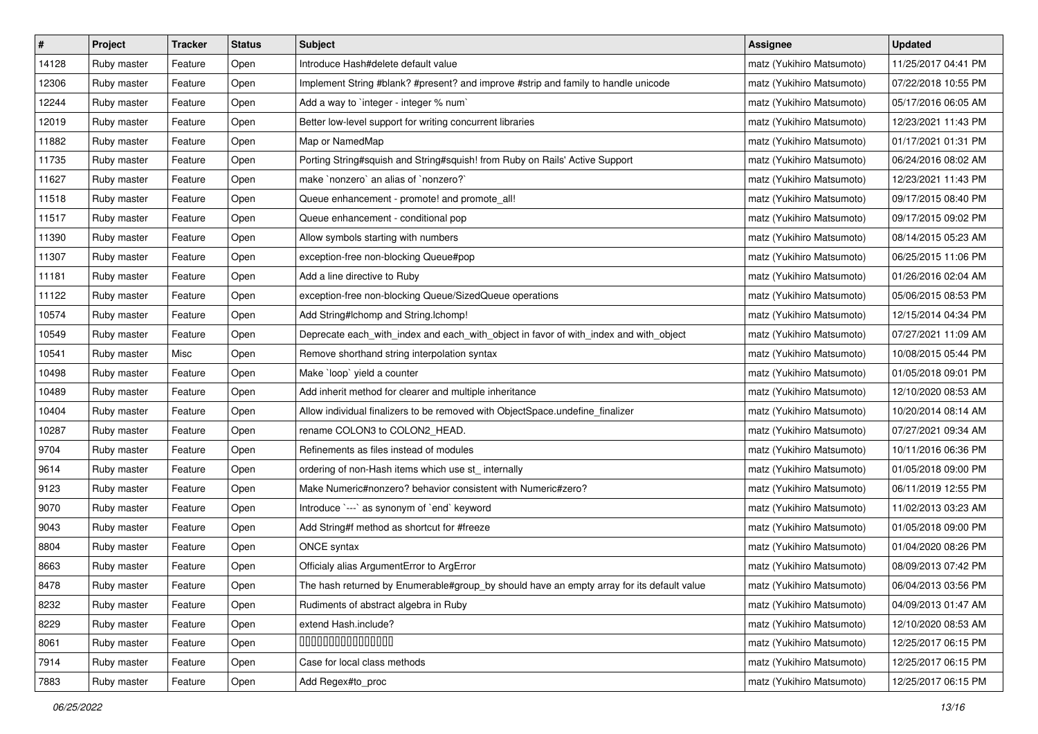| # | Project | Tracker | Status | Subject | Assignee | Updated |
|---|---|---|---|---|---|---|
| 14128 | Ruby master | Feature | Open | Introduce Hash#delete default value | matz (Yukihiro Matsumoto) | 11/25/2017 04:41 PM |
| 12306 | Ruby master | Feature | Open | Implement String #blank? #present? and improve #strip and family to handle unicode | matz (Yukihiro Matsumoto) | 07/22/2018 10:55 PM |
| 12244 | Ruby master | Feature | Open | Add a way to `integer - integer % num` | matz (Yukihiro Matsumoto) | 05/17/2016 06:05 AM |
| 12019 | Ruby master | Feature | Open | Better low-level support for writing concurrent libraries | matz (Yukihiro Matsumoto) | 12/23/2021 11:43 PM |
| 11882 | Ruby master | Feature | Open | Map or NamedMap | matz (Yukihiro Matsumoto) | 01/17/2021 01:31 PM |
| 11735 | Ruby master | Feature | Open | Porting String#squish and String#squish! from Ruby on Rails' Active Support | matz (Yukihiro Matsumoto) | 06/24/2016 08:02 AM |
| 11627 | Ruby master | Feature | Open | make `nonzero` an alias of `nonzero?` | matz (Yukihiro Matsumoto) | 12/23/2021 11:43 PM |
| 11518 | Ruby master | Feature | Open | Queue enhancement - promote! and promote_all! | matz (Yukihiro Matsumoto) | 09/17/2015 08:40 PM |
| 11517 | Ruby master | Feature | Open | Queue enhancement - conditional pop | matz (Yukihiro Matsumoto) | 09/17/2015 09:02 PM |
| 11390 | Ruby master | Feature | Open | Allow symbols starting with numbers | matz (Yukihiro Matsumoto) | 08/14/2015 05:23 AM |
| 11307 | Ruby master | Feature | Open | exception-free non-blocking Queue#pop | matz (Yukihiro Matsumoto) | 06/25/2015 11:06 PM |
| 11181 | Ruby master | Feature | Open | Add a line directive to Ruby | matz (Yukihiro Matsumoto) | 01/26/2016 02:04 AM |
| 11122 | Ruby master | Feature | Open | exception-free non-blocking Queue/SizedQueue operations | matz (Yukihiro Matsumoto) | 05/06/2015 08:53 PM |
| 10574 | Ruby master | Feature | Open | Add String#lchomp and String.lchomp! | matz (Yukihiro Matsumoto) | 12/15/2014 04:34 PM |
| 10549 | Ruby master | Feature | Open | Deprecate each_with_index and each_with_object in favor of with_index and with_object | matz (Yukihiro Matsumoto) | 07/27/2021 11:09 AM |
| 10541 | Ruby master | Misc | Open | Remove shorthand string interpolation syntax | matz (Yukihiro Matsumoto) | 10/08/2015 05:44 PM |
| 10498 | Ruby master | Feature | Open | Make `loop` yield a counter | matz (Yukihiro Matsumoto) | 01/05/2018 09:01 PM |
| 10489 | Ruby master | Feature | Open | Add inherit method for clearer and multiple inheritance | matz (Yukihiro Matsumoto) | 12/10/2020 08:53 AM |
| 10404 | Ruby master | Feature | Open | Allow individual finalizers to be removed with ObjectSpace.undefine_finalizer | matz (Yukihiro Matsumoto) | 10/20/2014 08:14 AM |
| 10287 | Ruby master | Feature | Open | rename COLON3 to COLON2_HEAD. | matz (Yukihiro Matsumoto) | 07/27/2021 09:34 AM |
| 9704 | Ruby master | Feature | Open | Refinements as files instead of modules | matz (Yukihiro Matsumoto) | 10/11/2016 06:36 PM |
| 9614 | Ruby master | Feature | Open | ordering of non-Hash items which use st_ internally | matz (Yukihiro Matsumoto) | 01/05/2018 09:00 PM |
| 9123 | Ruby master | Feature | Open | Make Numeric#nonzero? behavior consistent with Numeric#zero? | matz (Yukihiro Matsumoto) | 06/11/2019 12:55 PM |
| 9070 | Ruby master | Feature | Open | Introduce `---` as synonym of `end` keyword | matz (Yukihiro Matsumoto) | 11/02/2013 03:23 AM |
| 9043 | Ruby master | Feature | Open | Add String#f method as shortcut for #freeze | matz (Yukihiro Matsumoto) | 01/05/2018 09:00 PM |
| 8804 | Ruby master | Feature | Open | ONCE syntax | matz (Yukihiro Matsumoto) | 01/04/2020 08:26 PM |
| 8663 | Ruby master | Feature | Open | Officialy alias ArgumentError to ArgError | matz (Yukihiro Matsumoto) | 08/09/2013 07:42 PM |
| 8478 | Ruby master | Feature | Open | The hash returned by Enumerable#group_by should have an empty array for its default value | matz (Yukihiro Matsumoto) | 06/04/2013 03:56 PM |
| 8232 | Ruby master | Feature | Open | Rudiments of abstract algebra in Ruby | matz (Yukihiro Matsumoto) | 04/09/2013 01:47 AM |
| 8229 | Ruby master | Feature | Open | extend Hash.include? | matz (Yukihiro Matsumoto) | 12/10/2020 08:53 AM |
| 8061 | Ruby master | Feature | Open | 0000000000000000 | matz (Yukihiro Matsumoto) | 12/25/2017 06:15 PM |
| 7914 | Ruby master | Feature | Open | Case for local class methods | matz (Yukihiro Matsumoto) | 12/25/2017 06:15 PM |
| 7883 | Ruby master | Feature | Open | Add Regex#to_proc | matz (Yukihiro Matsumoto) | 12/25/2017 06:15 PM |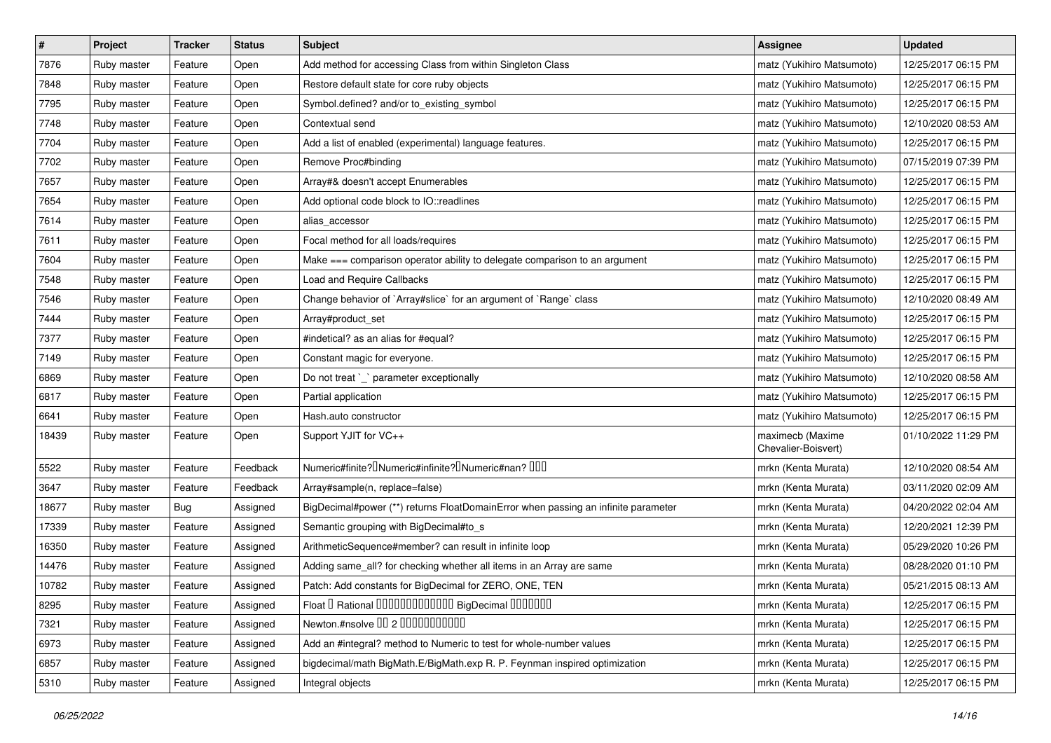| # | Project | Tracker | Status | Subject | Assignee | Updated |
|---|---|---|---|---|---|---|
| 7876 | Ruby master | Feature | Open | Add method for accessing Class from within Singleton Class | matz (Yukihiro Matsumoto) | 12/25/2017 06:15 PM |
| 7848 | Ruby master | Feature | Open | Restore default state for core ruby objects | matz (Yukihiro Matsumoto) | 12/25/2017 06:15 PM |
| 7795 | Ruby master | Feature | Open | Symbol.defined? and/or to_existing_symbol | matz (Yukihiro Matsumoto) | 12/25/2017 06:15 PM |
| 7748 | Ruby master | Feature | Open | Contextual send | matz (Yukihiro Matsumoto) | 12/10/2020 08:53 AM |
| 7704 | Ruby master | Feature | Open | Add a list of enabled (experimental) language features. | matz (Yukihiro Matsumoto) | 12/25/2017 06:15 PM |
| 7702 | Ruby master | Feature | Open | Remove Proc#binding | matz (Yukihiro Matsumoto) | 07/15/2019 07:39 PM |
| 7657 | Ruby master | Feature | Open | Array#& doesn't accept Enumerables | matz (Yukihiro Matsumoto) | 12/25/2017 06:15 PM |
| 7654 | Ruby master | Feature | Open | Add optional code block to IO::readlines | matz (Yukihiro Matsumoto) | 12/25/2017 06:15 PM |
| 7614 | Ruby master | Feature | Open | alias_accessor | matz (Yukihiro Matsumoto) | 12/25/2017 06:15 PM |
| 7611 | Ruby master | Feature | Open | Focal method for all loads/requires | matz (Yukihiro Matsumoto) | 12/25/2017 06:15 PM |
| 7604 | Ruby master | Feature | Open | Make === comparison operator ability to delegate comparison to an argument | matz (Yukihiro Matsumoto) | 12/25/2017 06:15 PM |
| 7548 | Ruby master | Feature | Open | Load and Require Callbacks | matz (Yukihiro Matsumoto) | 12/25/2017 06:15 PM |
| 7546 | Ruby master | Feature | Open | Change behavior of `Array#slice` for an argument of `Range` class | matz (Yukihiro Matsumoto) | 12/10/2020 08:49 AM |
| 7444 | Ruby master | Feature | Open | Array#product_set | matz (Yukihiro Matsumoto) | 12/25/2017 06:15 PM |
| 7377 | Ruby master | Feature | Open | #indetical? as an alias for #equal? | matz (Yukihiro Matsumoto) | 12/25/2017 06:15 PM |
| 7149 | Ruby master | Feature | Open | Constant magic for everyone. | matz (Yukihiro Matsumoto) | 12/25/2017 06:15 PM |
| 6869 | Ruby master | Feature | Open | Do not treat `_` parameter exceptionally | matz (Yukihiro Matsumoto) | 12/10/2020 08:58 AM |
| 6817 | Ruby master | Feature | Open | Partial application | matz (Yukihiro Matsumoto) | 12/25/2017 06:15 PM |
| 6641 | Ruby master | Feature | Open | Hash.auto constructor | matz (Yukihiro Matsumoto) | 12/25/2017 06:15 PM |
| 18439 | Ruby master | Feature | Open | Support YJIT for VC++ | maximecb (Maxime Chevalier-Boisvert) | 01/10/2022 11:29 PM |
| 5522 | Ruby master | Feature | Feedback | Numeric#finite?�Numeric#infinite?�Numeric#nan? ��� | mrkn (Kenta Murata) | 12/10/2020 08:54 AM |
| 3647 | Ruby master | Feature | Feedback | Array#sample(n, replace=false) | mrkn (Kenta Murata) | 03/11/2020 02:09 AM |
| 18677 | Ruby master | Bug | Assigned | BigDecimal#power (**) returns FloatDomainError when passing an infinite parameter | mrkn (Kenta Murata) | 04/20/2022 02:04 AM |
| 17339 | Ruby master | Feature | Assigned | Semantic grouping with BigDecimal#to_s | mrkn (Kenta Murata) | 12/20/2021 12:39 PM |
| 16350 | Ruby master | Feature | Assigned | ArithmeticSequence#member? can result in infinite loop | mrkn (Kenta Murata) | 05/29/2020 10:26 PM |
| 14476 | Ruby master | Feature | Assigned | Adding same_all? for checking whether all items in an Array are same | mrkn (Kenta Murata) | 08/28/2020 01:10 PM |
| 10782 | Ruby master | Feature | Assigned | Patch: Add constants for BigDecimal for ZERO, ONE, TEN | mrkn (Kenta Murata) | 05/21/2015 08:13 AM |
| 8295 | Ruby master | Feature | Assigned | Float � Rational ������������� BigDecimal ������� | mrkn (Kenta Murata) | 12/25/2017 06:15 PM |
| 7321 | Ruby master | Feature | Assigned | Newton.#nsolve �� 2 ����������� | mrkn (Kenta Murata) | 12/25/2017 06:15 PM |
| 6973 | Ruby master | Feature | Assigned | Add an #integral? method to Numeric to test for whole-number values | mrkn (Kenta Murata) | 12/25/2017 06:15 PM |
| 6857 | Ruby master | Feature | Assigned | bigdecimal/math BigMath.E/BigMath.exp R. P. Feynman inspired optimization | mrkn (Kenta Murata) | 12/25/2017 06:15 PM |
| 5310 | Ruby master | Feature | Assigned | Integral objects | mrkn (Kenta Murata) | 12/25/2017 06:15 PM |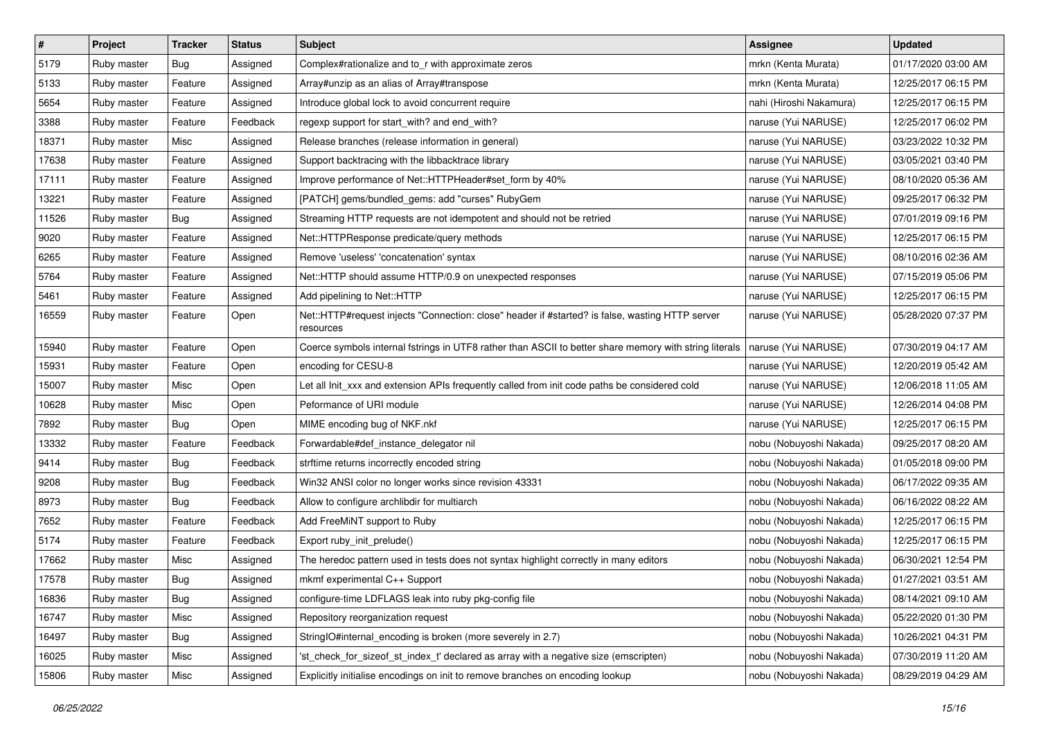| # | Project | Tracker | Status | Subject | Assignee | Updated |
|---|---|---|---|---|---|---|
| 5179 | Ruby master | Bug | Assigned | Complex#rationalize and to_r with approximate zeros | mrkn (Kenta Murata) | 01/17/2020 03:00 AM |
| 5133 | Ruby master | Feature | Assigned | Array#unzip as an alias of Array#transpose | mrkn (Kenta Murata) | 12/25/2017 06:15 PM |
| 5654 | Ruby master | Feature | Assigned | Introduce global lock to avoid concurrent require | nahi (Hiroshi Nakamura) | 12/25/2017 06:15 PM |
| 3388 | Ruby master | Feature | Feedback | regexp support for start_with? and end_with? | naruse (Yui NARUSE) | 12/25/2017 06:02 PM |
| 18371 | Ruby master | Misc | Assigned | Release branches (release information in general) | naruse (Yui NARUSE) | 03/23/2022 10:32 PM |
| 17638 | Ruby master | Feature | Assigned | Support backtracing with the libbacktrace library | naruse (Yui NARUSE) | 03/05/2021 03:40 PM |
| 17111 | Ruby master | Feature | Assigned | Improve performance of Net::HTTPHeader#set_form by 40% | naruse (Yui NARUSE) | 08/10/2020 05:36 AM |
| 13221 | Ruby master | Feature | Assigned | [PATCH] gems/bundled_gems: add "curses" RubyGem | naruse (Yui NARUSE) | 09/25/2017 06:32 PM |
| 11526 | Ruby master | Bug | Assigned | Streaming HTTP requests are not idempotent and should not be retried | naruse (Yui NARUSE) | 07/01/2019 09:16 PM |
| 9020 | Ruby master | Feature | Assigned | Net::HTTPResponse predicate/query methods | naruse (Yui NARUSE) | 12/25/2017 06:15 PM |
| 6265 | Ruby master | Feature | Assigned | Remove 'useless' 'concatenation' syntax | naruse (Yui NARUSE) | 08/10/2016 02:36 AM |
| 5764 | Ruby master | Feature | Assigned | Net::HTTP should assume HTTP/0.9 on unexpected responses | naruse (Yui NARUSE) | 07/15/2019 05:06 PM |
| 5461 | Ruby master | Feature | Assigned | Add pipelining to Net::HTTP | naruse (Yui NARUSE) | 12/25/2017 06:15 PM |
| 16559 | Ruby master | Feature | Open | Net::HTTP#request injects "Connection: close" header if #started? is false, wasting HTTP server resources | naruse (Yui NARUSE) | 05/28/2020 07:37 PM |
| 15940 | Ruby master | Feature | Open | Coerce symbols internal fstrings in UTF8 rather than ASCII to better share memory with string literals | naruse (Yui NARUSE) | 07/30/2019 04:17 AM |
| 15931 | Ruby master | Feature | Open | encoding for CESU-8 | naruse (Yui NARUSE) | 12/20/2019 05:42 AM |
| 15007 | Ruby master | Misc | Open | Let all Init_xxx and extension APIs frequently called from init code paths be considered cold | naruse (Yui NARUSE) | 12/06/2018 11:05 AM |
| 10628 | Ruby master | Misc | Open | Peformance of URI module | naruse (Yui NARUSE) | 12/26/2014 04:08 PM |
| 7892 | Ruby master | Bug | Open | MIME encoding bug of NKF.nkf | naruse (Yui NARUSE) | 12/25/2017 06:15 PM |
| 13332 | Ruby master | Feature | Feedback | Forwardable#def_instance_delegator nil | nobu (Nobuyoshi Nakada) | 09/25/2017 08:20 AM |
| 9414 | Ruby master | Bug | Feedback | strftime returns incorrectly encoded string | nobu (Nobuyoshi Nakada) | 01/05/2018 09:00 PM |
| 9208 | Ruby master | Bug | Feedback | Win32 ANSI color no longer works since revision 43331 | nobu (Nobuyoshi Nakada) | 06/17/2022 09:35 AM |
| 8973 | Ruby master | Bug | Feedback | Allow to configure archlibdir for multiarch | nobu (Nobuyoshi Nakada) | 06/16/2022 08:22 AM |
| 7652 | Ruby master | Feature | Feedback | Add FreeMiNT support to Ruby | nobu (Nobuyoshi Nakada) | 12/25/2017 06:15 PM |
| 5174 | Ruby master | Feature | Feedback | Export ruby_init_prelude() | nobu (Nobuyoshi Nakada) | 12/25/2017 06:15 PM |
| 17662 | Ruby master | Misc | Assigned | The heredoc pattern used in tests does not syntax highlight correctly in many editors | nobu (Nobuyoshi Nakada) | 06/30/2021 12:54 PM |
| 17578 | Ruby master | Bug | Assigned | mkmf experimental C++ Support | nobu (Nobuyoshi Nakada) | 01/27/2021 03:51 AM |
| 16836 | Ruby master | Bug | Assigned | configure-time LDFLAGS leak into ruby pkg-config file | nobu (Nobuyoshi Nakada) | 08/14/2021 09:10 AM |
| 16747 | Ruby master | Misc | Assigned | Repository reorganization request | nobu (Nobuyoshi Nakada) | 05/22/2020 01:30 PM |
| 16497 | Ruby master | Bug | Assigned | StringIO#internal_encoding is broken (more severely in 2.7) | nobu (Nobuyoshi Nakada) | 10/26/2021 04:31 PM |
| 16025 | Ruby master | Misc | Assigned | 'st_check_for_sizeof_st_index_t' declared as array with a negative size (emscripten) | nobu (Nobuyoshi Nakada) | 07/30/2019 11:20 AM |
| 15806 | Ruby master | Misc | Assigned | Explicitly initialise encodings on init to remove branches on encoding lookup | nobu (Nobuyoshi Nakada) | 08/29/2019 04:29 AM |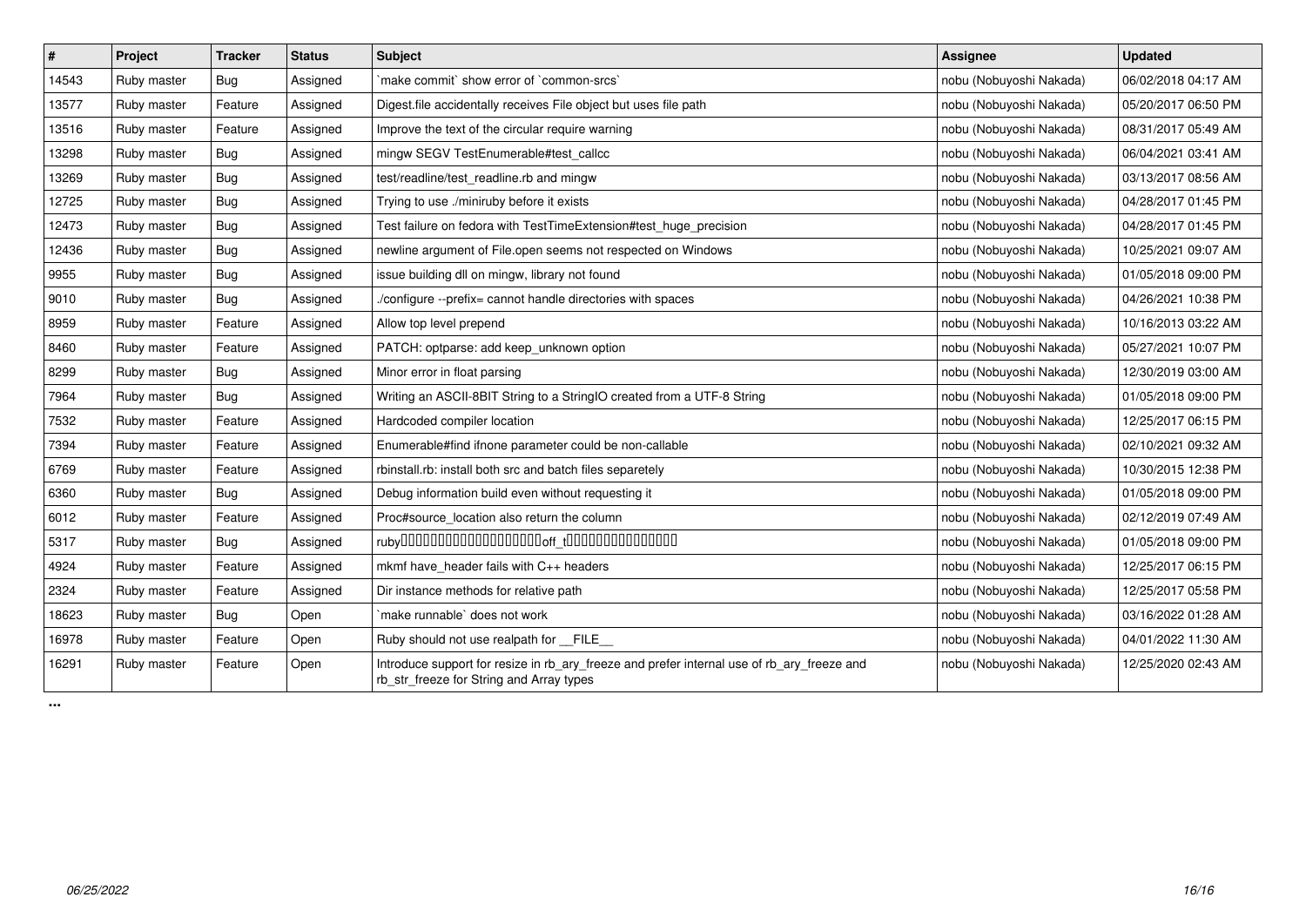| # | Project | Tracker | Status | Subject | Assignee | Updated |
|---|---|---|---|---|---|---|
| 14543 | Ruby master | Bug | Assigned | `make commit` show error of `common-srcs` | nobu (Nobuyoshi Nakada) | 06/02/2018 04:17 AM |
| 13577 | Ruby master | Feature | Assigned | Digest.file accidentally receives File object but uses file path | nobu (Nobuyoshi Nakada) | 05/20/2017 06:50 PM |
| 13516 | Ruby master | Feature | Assigned | Improve the text of the circular require warning | nobu (Nobuyoshi Nakada) | 08/31/2017 05:49 AM |
| 13298 | Ruby master | Bug | Assigned | mingw SEGV TestEnumerable#test_callcc | nobu (Nobuyoshi Nakada) | 06/04/2021 03:41 AM |
| 13269 | Ruby master | Bug | Assigned | test/readline/test_readline.rb and mingw | nobu (Nobuyoshi Nakada) | 03/13/2017 08:56 AM |
| 12725 | Ruby master | Bug | Assigned | Trying to use ./miniruby before it exists | nobu (Nobuyoshi Nakada) | 04/28/2017 01:45 PM |
| 12473 | Ruby master | Bug | Assigned | Test failure on fedora with TestTimeExtension#test_huge_precision | nobu (Nobuyoshi Nakada) | 04/28/2017 01:45 PM |
| 12436 | Ruby master | Bug | Assigned | newline argument of File.open seems not respected on Windows | nobu (Nobuyoshi Nakada) | 10/25/2021 09:07 AM |
| 9955 | Ruby master | Bug | Assigned | issue building dll on mingw, library not found | nobu (Nobuyoshi Nakada) | 01/05/2018 09:00 PM |
| 9010 | Ruby master | Bug | Assigned | ./configure --prefix= cannot handle directories with spaces | nobu (Nobuyoshi Nakada) | 04/26/2021 10:38 PM |
| 8959 | Ruby master | Feature | Assigned | Allow top level prepend | nobu (Nobuyoshi Nakada) | 10/16/2013 03:22 AM |
| 8460 | Ruby master | Feature | Assigned | PATCH: optparse: add keep_unknown option | nobu (Nobuyoshi Nakada) | 05/27/2021 10:07 PM |
| 8299 | Ruby master | Bug | Assigned | Minor error in float parsing | nobu (Nobuyoshi Nakada) | 12/30/2019 03:00 AM |
| 7964 | Ruby master | Bug | Assigned | Writing an ASCII-8BIT String to a StringIO created from a UTF-8 String | nobu (Nobuyoshi Nakada) | 01/05/2018 09:00 PM |
| 7532 | Ruby master | Feature | Assigned | Hardcoded compiler location | nobu (Nobuyoshi Nakada) | 12/25/2017 06:15 PM |
| 7394 | Ruby master | Feature | Assigned | Enumerable#find ifnone parameter could be non-callable | nobu (Nobuyoshi Nakada) | 02/10/2021 09:32 AM |
| 6769 | Ruby master | Feature | Assigned | rbinstall.rb: install both src and batch files separetely | nobu (Nobuyoshi Nakada) | 10/30/2015 12:38 PM |
| 6360 | Ruby master | Bug | Assigned | Debug information build even without requesting it | nobu (Nobuyoshi Nakada) | 01/05/2018 09:00 PM |
| 6012 | Ruby master | Feature | Assigned | Proc#source_location also return the column | nobu (Nobuyoshi Nakada) | 02/12/2019 07:49 AM |
| 5317 | Ruby master | Bug | Assigned | ruby□□□□□□□□□□□□□□□□□□□□off_t□□□□□□□□□□□□□□□ | nobu (Nobuyoshi Nakada) | 01/05/2018 09:00 PM |
| 4924 | Ruby master | Feature | Assigned | mkmf have_header fails with C++ headers | nobu (Nobuyoshi Nakada) | 12/25/2017 06:15 PM |
| 2324 | Ruby master | Feature | Assigned | Dir instance methods for relative path | nobu (Nobuyoshi Nakada) | 12/25/2017 05:58 PM |
| 18623 | Ruby master | Bug | Open | `make runnable` does not work | nobu (Nobuyoshi Nakada) | 03/16/2022 01:28 AM |
| 16978 | Ruby master | Feature | Open | Ruby should not use realpath for __FILE__ | nobu (Nobuyoshi Nakada) | 04/01/2022 11:30 AM |
| 16291 | Ruby master | Feature | Open | Introduce support for resize in rb_ary_freeze and prefer internal use of rb_ary_freeze and rb_str_freeze for String and Array types | nobu (Nobuyoshi Nakada) | 12/25/2020 02:43 AM |

...